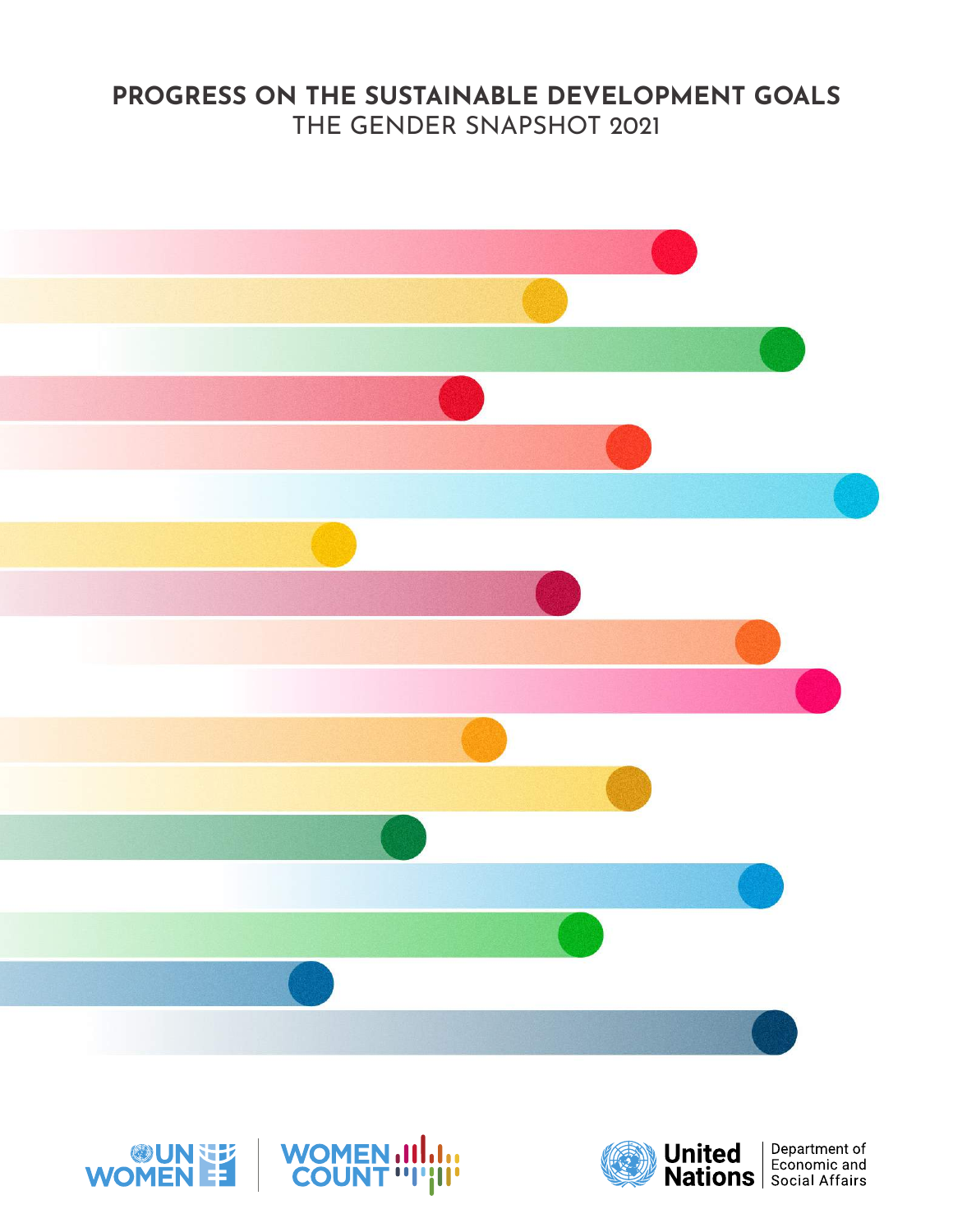# PROGRESS ON THE SUSTAINABLE DEVELOPMENT GOALS

## THE GENDER SNAPSHOT 2021

UN WOMEN | WOMEN COUNT

United Nations | Department of Economic and Social Affairs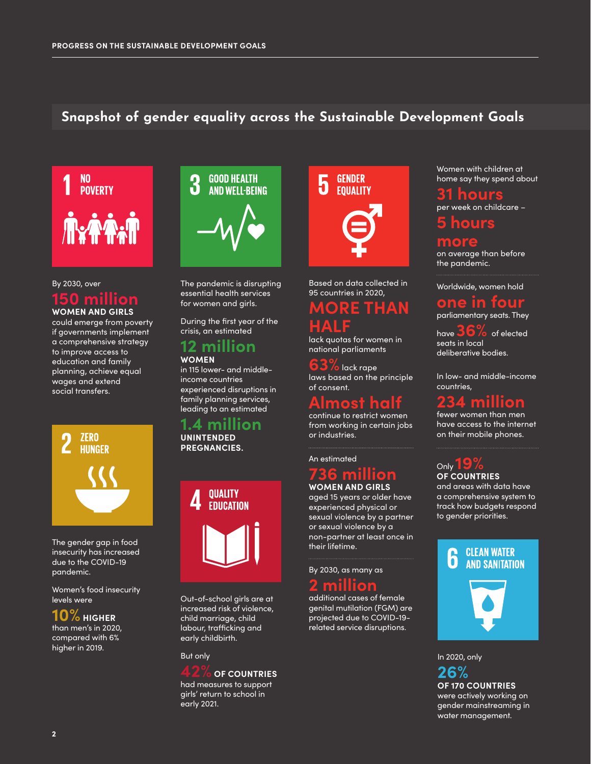## Snapshot of gender equality across the Sustainable Development Goals

### 1 NO POVERTY

By 2030, over **150 million WOMEN AND GIRLS** could emerge from poverty if governments implement a comprehensive strategy to improve access to education and family planning, achieve equal wages and extend social transfers.

### 2 ZERO HUNGER

The gender gap in food insecurity has increased due to the COVID-19 pandemic.

Women's food insecurity levels were **10% HIGHER** than men's in 2020, compared with 6% higher in 2019.

### 3 GOOD HEALTH AND WELL-BEING

The pandemic is disrupting essential health services for women and girls.

During the first year of the crisis, an estimated **12 million WOMEN** in 115 lower- and middle-income countries experienced disruptions in family planning services, leading to an estimated **1.4 million UNINTENDED PREGNANCIES.**

### 4 QUALITY EDUCATION

Out-of-school girls are at increased risk of violence, child marriage, child labour, trafficking and early childbirth.

But only **42% OF COUNTRIES** had measures to support girls' return to school in early 2021.

### 5 GENDER EQUALITY

Based on data collected in 95 countries in 2020, **MORE THAN HALF** lack quotas for women in national parliaments

**63%** lack rape laws based on the principle of consent.

**Almost half** continue to restrict women from working in certain jobs or industries.

An estimated **736 million WOMEN AND GIRLS** aged 15 years or older have experienced physical or sexual violence by a partner or sexual violence by a non-partner at least once in their lifetime.

By 2030, as many as **2 million** additional cases of female genital mutilation (FGM) are projected due to COVID-19-related service disruptions.

Women with children at home say they spend about **31 hours** per week on childcare – **5 hours more** on average than before the pandemic.

Worldwide, women hold **one in four** parliamentary seats. They have **36%** of elected seats in local deliberative bodies.

In low- and middle-income countries, **234 million** fewer women than men have access to the internet on their mobile phones.

Only **19% OF COUNTRIES** and areas with data have a comprehensive system to track how budgets respond to gender priorities.

### 6 CLEAN WATER AND SANITATION

In 2020, only **26% OF 170 COUNTRIES** were actively working on gender mainstreaming in water management.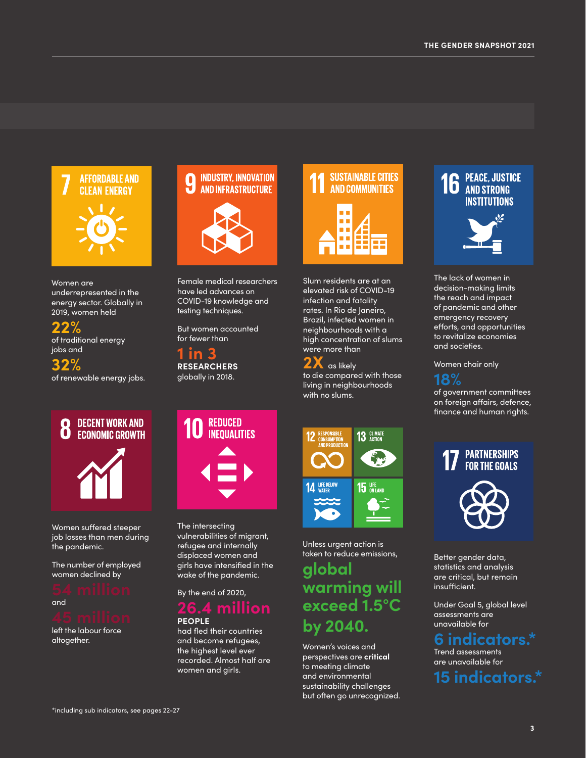## 7 AFFORDABLE AND CLEAN ENERGY

Women are underrepresented in the energy sector. Globally in 2019, women held

**22%**
of traditional energy jobs and

**32%**
of renewable energy jobs.

## 8 DECENT WORK AND ECONOMIC GROWTH

Women suffered steeper job losses than men during the pandemic.

The number of employed women declined by

**54 million**
and

**45 million**
left the labour force altogether.

## 9 INDUSTRY, INNOVATION AND INFRASTRUCTURE

Female medical researchers have led advances on COVID-19 knowledge and testing techniques.

But women accounted for fewer than

**1 in 3**
**RESEARCHERS**
globally in 2018.

## 10 REDUCED INEQUALITIES

The intersecting vulnerabilities of migrant, refugee and internally displaced women and girls have intensified in the wake of the pandemic.

By the end of 2020,

**26.4 million**
**PEOPLE**
had fled their countries and become refugees, the highest level ever recorded. Almost half are women and girls.

## 11 SUSTAINABLE CITIES AND COMMUNITIES

Slum residents are at an elevated risk of COVID-19 infection and fatality rates. In Rio de Janeiro, Brazil, infected women in neighbourhoods with a high concentration of slums were more than

**2X** as likely
to die compared with those living in neighbourhoods with no slums.

## 12 RESPONSIBLE CONSUMPTION AND PRODUCTION · 13 CLIMATE ACTION · 14 LIFE BELOW WATER · 15 LIFE ON LAND

Unless urgent action is taken to reduce emissions,

**global warming will exceed 1.5°C by 2040.**

Women's voices and perspectives are **critical** to meeting climate and environmental sustainability challenges but often go unrecognized.

## 16 PEACE, JUSTICE AND STRONG INSTITUTIONS

The lack of women in decision-making limits the reach and impact of pandemic and other emergency recovery efforts, and opportunities to revitalize economies and societies.

Women chair only

**18%**
of government committees on foreign affairs, defence, finance and human rights.

## 17 PARTNERSHIPS FOR THE GOALS

Better gender data, statistics and analysis are critical, but remain insufficient.

Under Goal 5, global level assessments are unavailable for

**6 indicators.***
Trend assessments are unavailable for

**15 indicators.***

*including sub indicators, see pages 22-27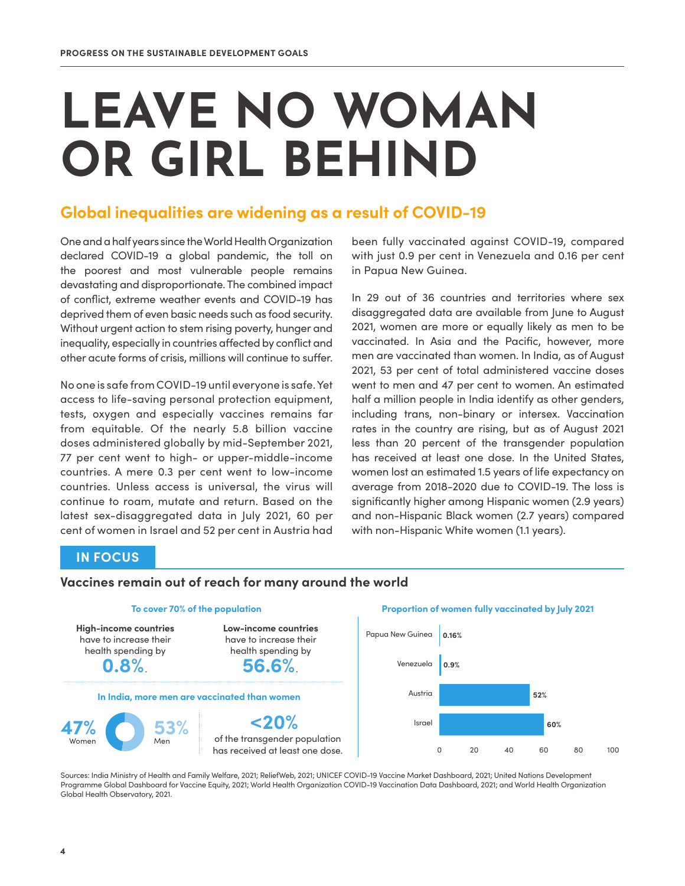# LEAVE NO WOMAN OR GIRL BEHIND

## Global inequalities are widening as a result of COVID-19

One and a half years since the World Health Organization declared COVID-19 a global pandemic, the toll on the poorest and most vulnerable people remains devastating and disproportionate. The combined impact of conflict, extreme weather events and COVID-19 has deprived them of even basic needs such as food security. Without urgent action to stem rising poverty, hunger and inequality, especially in countries affected by conflict and other acute forms of crisis, millions will continue to suffer.

No one is safe from COVID-19 until everyone is safe. Yet access to life-saving personal protection equipment, tests, oxygen and especially vaccines remains far from equitable. Of the nearly 5.8 billion vaccine doses administered globally by mid-September 2021, 77 per cent went to high- or upper-middle-income countries. A mere 0.3 per cent went to low-income countries. Unless access is universal, the virus will continue to roam, mutate and return. Based on the latest sex-disaggregated data in July 2021, 60 per cent of women in Israel and 52 per cent in Austria had been fully vaccinated against COVID-19, compared with just 0.9 per cent in Venezuela and 0.16 per cent in Papua New Guinea.

In 29 out of 36 countries and territories where sex disaggregated data are available from June to August 2021, women are more or equally likely as men to be vaccinated. In Asia and the Pacific, however, more men are vaccinated than women. In India, as of August 2021, 53 per cent of total administered vaccine doses went to men and 47 per cent to women. An estimated half a million people in India identify as other genders, including trans, non-binary or intersex. Vaccination rates in the country are rising, but as of August 2021 less than 20 percent of the transgender population has received at least one dose. In the United States, women lost an estimated 1.5 years of life expectancy on average from 2018-2020 due to COVID-19. The loss is significantly higher among Hispanic women (2.9 years) and non-Hispanic Black women (2.7 years) compared with non-Hispanic White women (1.1 years).

### IN FOCUS

### Vaccines remain out of reach for many around the world

**To cover 70% of the population**

**High-income countries** have to increase their health spending by **0.8%**.

**Low-income countries** have to increase their health spending by **56.6%**.

**In India, more men are vaccinated than women**

47% Women — 53% Men

**<20%** of the transgender population has received at least one dose.

**Proportion of women fully vaccinated by July 2021**

| Country | Proportion (%) |
|---|---|
| Papua New Guinea | 0.16% |
| Venezuela | 0.9% |
| Austria | 52% |
| Israel | 60% |

Sources: India Ministry of Health and Family Welfare, 2021; ReliefWeb, 2021; UNICEF COVID-19 Vaccine Market Dashboard, 2021; United Nations Development Programme Global Dashboard for Vaccine Equity, 2021; World Health Organization COVID-19 Vaccination Data Dashboard, 2021; and World Health Organization Global Health Observatory, 2021.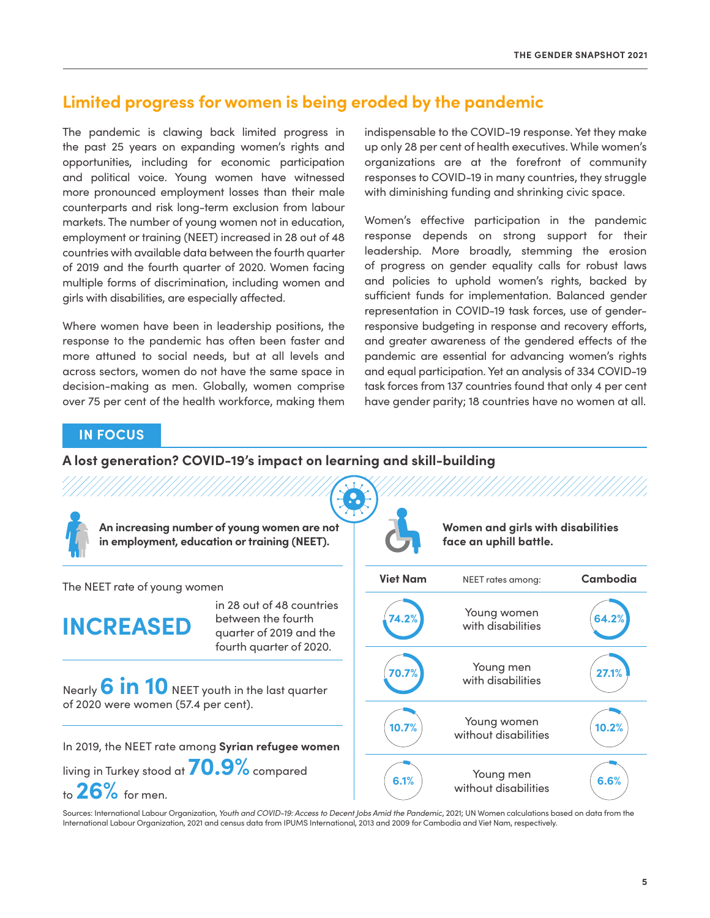## Limited progress for women is being eroded by the pandemic

The pandemic is clawing back limited progress in the past 25 years on expanding women's rights and opportunities, including for economic participation and political voice. Young women have witnessed more pronounced employment losses than their male counterparts and risk long-term exclusion from labour markets. The number of young women not in education, employment or training (NEET) increased in 28 out of 48 countries with available data between the fourth quarter of 2019 and the fourth quarter of 2020. Women facing multiple forms of discrimination, including women and girls with disabilities, are especially affected.

Where women have been in leadership positions, the response to the pandemic has often been faster and more attuned to social needs, but at all levels and across sectors, women do not have the same space in decision-making as men. Globally, women comprise over 75 per cent of the health workforce, making them indispensable to the COVID-19 response. Yet they make up only 28 per cent of health executives. While women's organizations are at the forefront of community responses to COVID-19 in many countries, they struggle with diminishing funding and shrinking civic space.

Women's effective participation in the pandemic response depends on strong support for their leadership. More broadly, stemming the erosion of progress on gender equality calls for robust laws and policies to uphold women's rights, backed by sufficient funds for implementation. Balanced gender representation in COVID-19 task forces, use of gender-responsive budgeting in response and recovery efforts, and greater awareness of the gendered effects of the pandemic are essential for advancing women's rights and equal participation. Yet an analysis of 334 COVID-19 task forces from 137 countries found that only 4 per cent have gender parity; 18 countries have no women at all.

### IN FOCUS

### A lost generation? COVID-19's impact on learning and skill-building

**An increasing number of young women are not in employment, education or training (NEET).**

The NEET rate of young women **INCREASED** in 28 out of 48 countries between the fourth quarter of 2019 and the fourth quarter of 2020.

Nearly **6 in 10** NEET youth in the last quarter of 2020 were women (57.4 per cent).

In 2019, the NEET rate among **Syrian refugee women** living in Turkey stood at **70.9%** compared to **26%** for men.

**Women and girls with disabilities face an uphill battle.**

| Viet Nam | NEET rates among: | Cambodia |
|---|---|---|
| 74.2% | Young women with disabilities | 64.2% |
| 70.7% | Young men with disabilities | 27.1% |
| 10.7% | Young women without disabilities | 10.2% |
| 6.1% | Young men without disabilities | 6.6% |

Sources: International Labour Organization, *Youth and COVID-19: Access to Decent Jobs Amid the Pandemic*, 2021; UN Women calculations based on data from the International Labour Organization, 2021 and census data from IPUMS International, 2013 and 2009 for Cambodia and Viet Nam, respectively.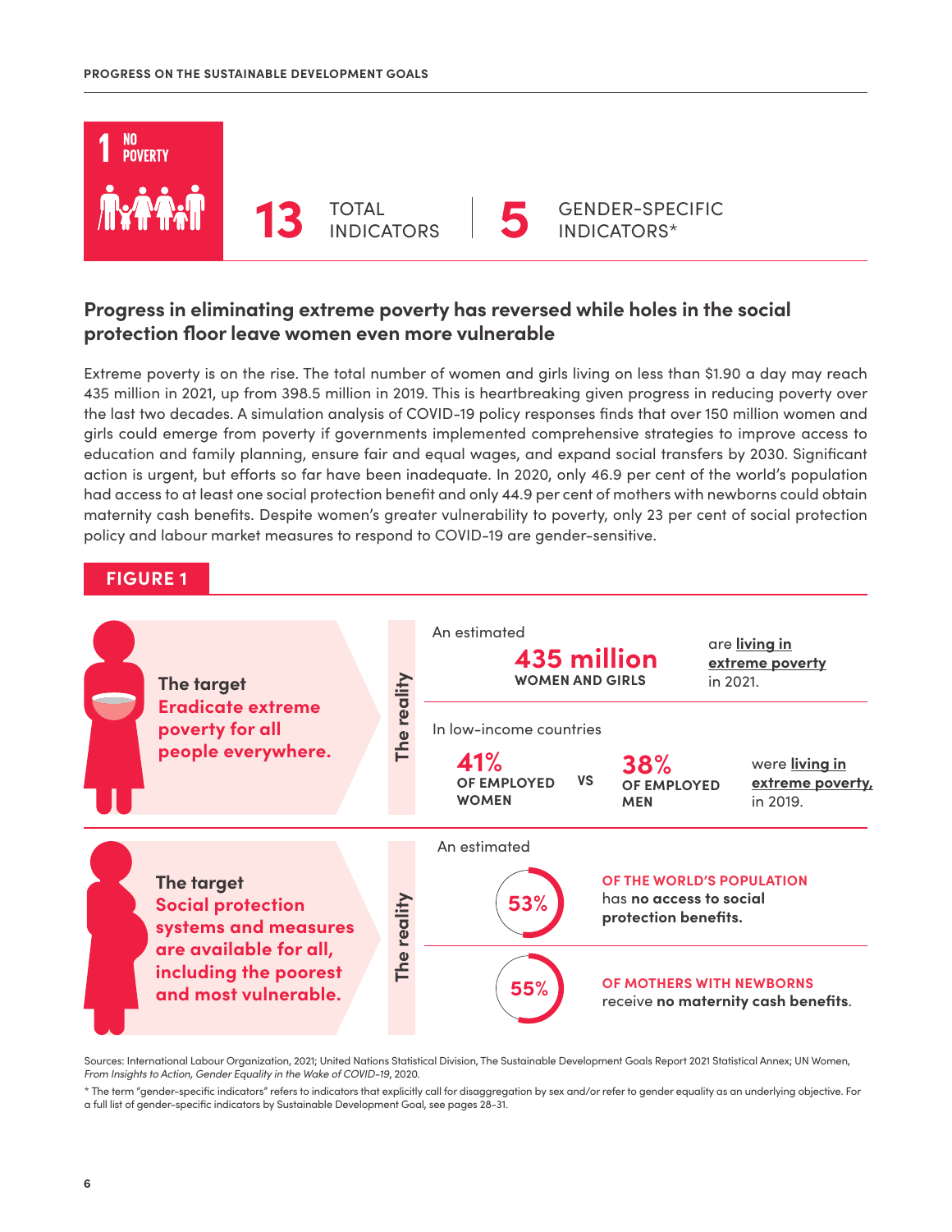## 1 NO POVERTY

**13** TOTAL INDICATORS | **5** GENDER-SPECIFIC INDICATORS*

### Progress in eliminating extreme poverty has reversed while holes in the social protection floor leave women even more vulnerable

Extreme poverty is on the rise. The total number of women and girls living on less than $1.90 a day may reach 435 million in 2021, up from 398.5 million in 2019. This is heartbreaking given progress in reducing poverty over the last two decades. A simulation analysis of COVID-19 policy responses finds that over 150 million women and girls could emerge from poverty if governments implemented comprehensive strategies to improve access to education and family planning, ensure fair and equal wages, and expand social transfers by 2030. Significant action is urgent, but efforts so far have been inadequate. In 2020, only 46.9 per cent of the world's population had access to at least one social protection benefit and only 44.9 per cent of mothers with newborns could obtain maternity cash benefits. Despite women's greater vulnerability to poverty, only 23 per cent of social protection policy and labour market measures to respond to COVID-19 are gender-sensitive.

**FIGURE 1**

**The target**
**Eradicate extreme poverty for all people everywhere.**

**The reality**

An estimated **435 million WOMEN AND GIRLS** are **living in extreme poverty** in 2021.

In low-income countries **41% OF EMPLOYED WOMEN** VS **38% OF EMPLOYED MEN** were **living in extreme poverty,** in 2019.

**The target**
**Social protection systems and measures are available for all, including the poorest and most vulnerable.**

**The reality**

An estimated

**53%** **OF THE WORLD'S POPULATION** has **no access to social protection benefits.**

**55%** **OF MOTHERS WITH NEWBORNS** receive **no maternity cash benefits**.

Sources: International Labour Organization, 2021; United Nations Statistical Division, The Sustainable Development Goals Report 2021 Statistical Annex; UN Women, *From Insights to Action, Gender Equality in the Wake of COVID-19*, 2020.

* The term "gender-specific indicators" refers to indicators that explicitly call for disaggregation by sex and/or refer to gender equality as an underlying objective. For a full list of gender-specific indicators by Sustainable Development Goal, see pages 28–31.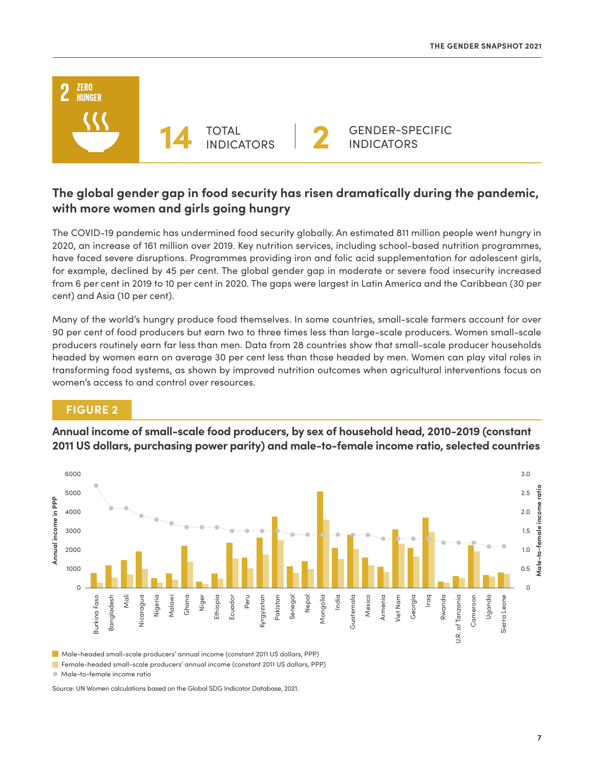**2 ZERO HUNGER**

**14** TOTAL INDICATORS | **2** GENDER-SPECIFIC INDICATORS

## The global gender gap in food security has risen dramatically during the pandemic, with more women and girls going hungry

The COVID-19 pandemic has undermined food security globally. An estimated 811 million people went hungry in 2020, an increase of 161 million over 2019. Key nutrition services, including school-based nutrition programmes, have faced severe disruptions. Programmes providing iron and folic acid supplementation for adolescent girls, for example, declined by 45 per cent. The global gender gap in moderate or severe food insecurity increased from 6 per cent in 2019 to 10 per cent in 2020. The gaps were largest in Latin America and the Caribbean (30 per cent) and Asia (10 per cent).

Many of the world's hungry produce food themselves. In some countries, small-scale farmers account for over 90 per cent of food producers but earn two to three times less than large-scale producers. Women small-scale producers routinely earn far less than men. Data from 28 countries show that small-scale producer households headed by women earn on average 30 per cent less than those headed by men. Women can play vital roles in transforming food systems, as shown by improved nutrition outcomes when agricultural interventions focus on women's access to and control over resources.

**FIGURE 2**

**Annual income of small-scale food producers, by sex of household head, 2010-2019 (constant 2011 US dollars, purchasing power parity) and male-to-female income ratio, selected countries**

Countries shown: Burkina Faso, Bangladesh, Mali, Nicaragua, Nigeria, Malawi, Ghana, Niger, Ethiopia, Ecuador, Peru, Kyrgyzstan, Pakistan, Senegal, Nepal, Mongolia, India, Guatemala, Mexico, Armenia, Viet Nam, Georgia, Iraq, Rwanda, U.R. of Tanzania, Cameroon, Uganda, Sierra Leone

Left axis: Annual income in PPP (0–6000). Right axis: Male-to-female income ratio (0–3.0).

- Male-headed small-scale producers' annual income (constant 2011 US dollars, PPP)
- Female-headed small-scale producers' annual income (constant 2011 US dollars, PPP)
- Male-to-female income ratio

Source: UN Women calculations based on the Global SDG Indicator Database, 2021.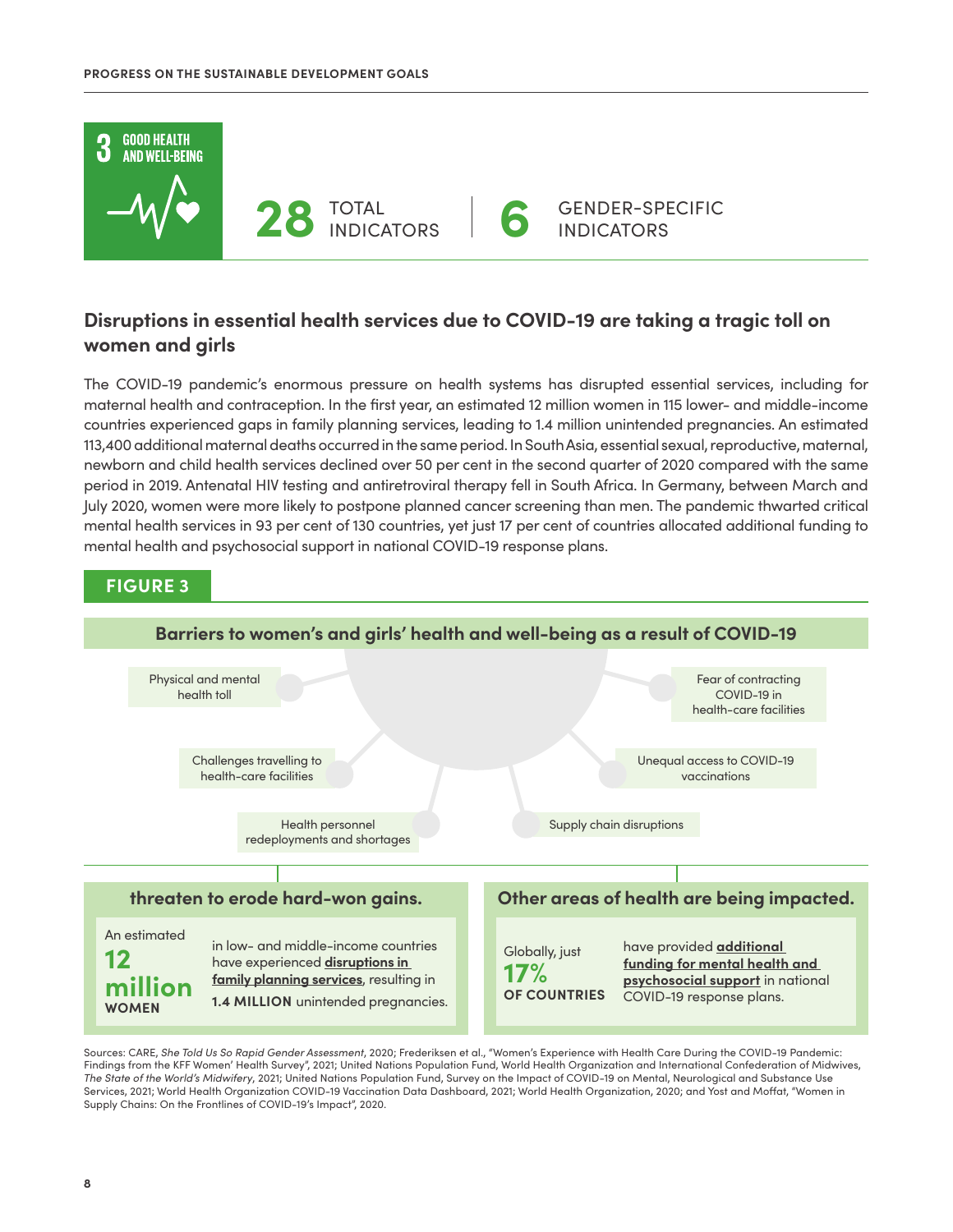**3 GOOD HEALTH AND WELL-BEING**

**28** TOTAL INDICATORS | **6** GENDER-SPECIFIC INDICATORS

## Disruptions in essential health services due to COVID-19 are taking a tragic toll on women and girls

The COVID-19 pandemic's enormous pressure on health systems has disrupted essential services, including for maternal health and contraception. In the first year, an estimated 12 million women in 115 lower- and middle-income countries experienced gaps in family planning services, leading to 1.4 million unintended pregnancies. An estimated 113,400 additional maternal deaths occurred in the same period. In South Asia, essential sexual, reproductive, maternal, newborn and child health services declined over 50 per cent in the second quarter of 2020 compared with the same period in 2019. Antenatal HIV testing and antiretroviral therapy fell in South Africa. In Germany, between March and July 2020, women were more likely to postpone planned cancer screening than men. The pandemic thwarted critical mental health services in 93 per cent of 130 countries, yet just 17 per cent of countries allocated additional funding to mental health and psychosocial support in national COVID-19 response plans.

### FIGURE 3

**Barriers to women's and girls' health and well-being as a result of COVID-19**

- Physical and mental health toll
- Fear of contracting COVID-19 in health-care facilities
- Challenges travelling to health-care facilities
- Unequal access to COVID-19 vaccinations
- Health personnel redeployments and shortages
- Supply chain disruptions

**threaten to erode hard-won gains.**

An estimated **12 million WOMEN** in low- and middle-income countries have experienced **disruptions in family planning services**, resulting in **1.4 MILLION** unintended pregnancies.

**Other areas of health are being impacted.**

Globally, just **17% OF COUNTRIES** have provided **additional funding for mental health and psychosocial support** in national COVID-19 response plans.

Sources: CARE, *She Told Us So Rapid Gender Assessment*, 2020; Frederiksen et al., "Women's Experience with Health Care During the COVID-19 Pandemic: Findings from the KFF Women' Health Survey", 2021; United Nations Population Fund, World Health Organization and International Confederation of Midwives, *The State of the World's Midwifery*, 2021; United Nations Population Fund, Survey on the Impact of COVID-19 on Mental, Neurological and Substance Use Services, 2021; World Health Organization COVID-19 Vaccination Data Dashboard, 2021; World Health Organization, 2020; and Yost and Moffat, "Women in Supply Chains: On the Frontlines of COVID-19's Impact", 2020.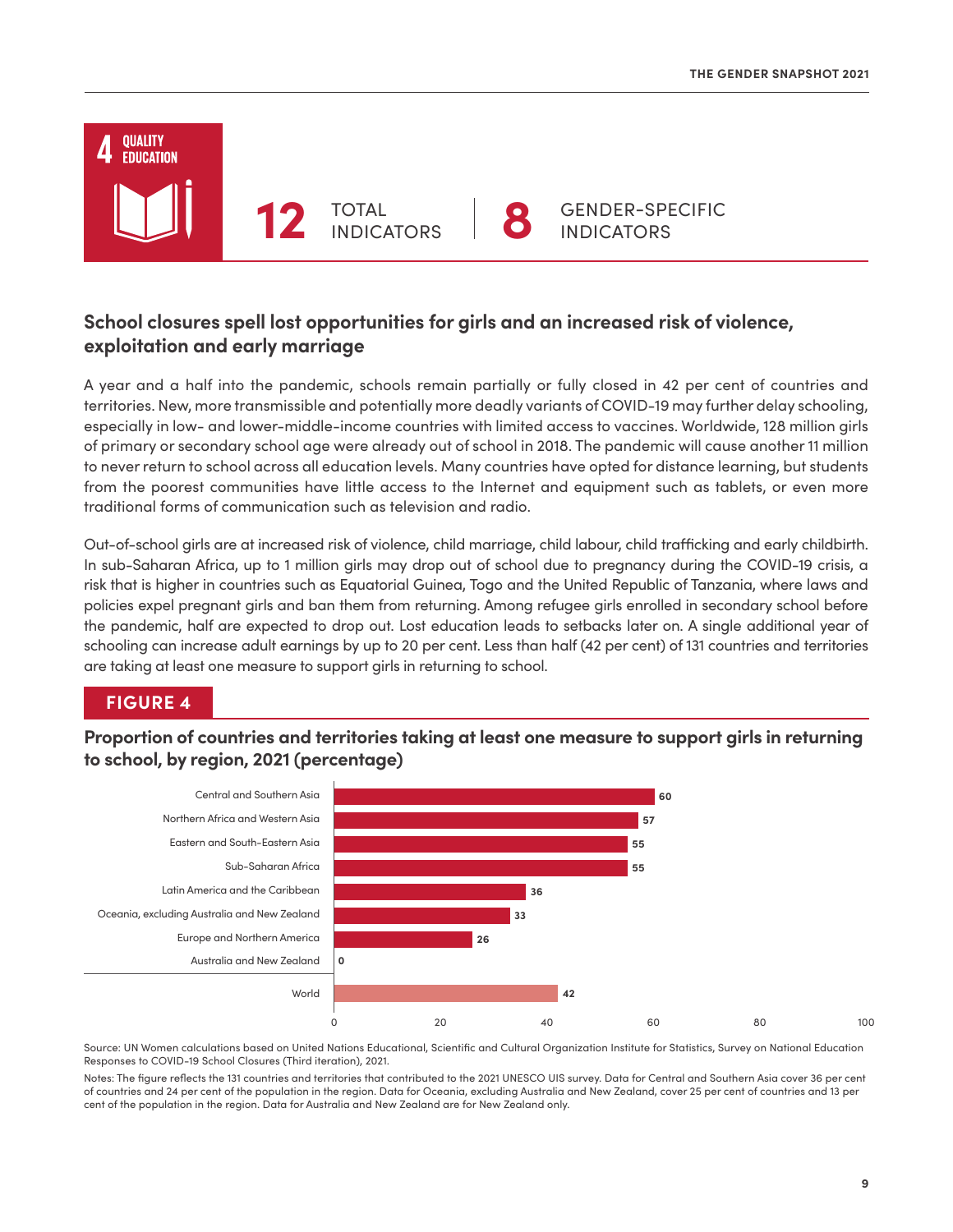**4 QUALITY EDUCATION**

**12** TOTAL INDICATORS | **8** GENDER-SPECIFIC INDICATORS

## School closures spell lost opportunities for girls and an increased risk of violence, exploitation and early marriage

A year and a half into the pandemic, schools remain partially or fully closed in 42 per cent of countries and territories. New, more transmissible and potentially more deadly variants of COVID-19 may further delay schooling, especially in low- and lower-middle-income countries with limited access to vaccines. Worldwide, 128 million girls of primary or secondary school age were already out of school in 2018. The pandemic will cause another 11 million to never return to school across all education levels. Many countries have opted for distance learning, but students from the poorest communities have little access to the Internet and equipment such as tablets, or even more traditional forms of communication such as television and radio.

Out-of-school girls are at increased risk of violence, child marriage, child labour, child trafficking and early childbirth. In sub-Saharan Africa, up to 1 million girls may drop out of school due to pregnancy during the COVID-19 crisis, a risk that is higher in countries such as Equatorial Guinea, Togo and the United Republic of Tanzania, where laws and policies expel pregnant girls and ban them from returning. Among refugee girls enrolled in secondary school before the pandemic, half are expected to drop out. Lost education leads to setbacks later on. A single additional year of schooling can increase adult earnings by up to 20 per cent. Less than half (42 per cent) of 131 countries and territories are taking at least one measure to support girls in returning to school.

**FIGURE 4**

**Proportion of countries and territories taking at least one measure to support girls in returning to school, by region, 2021 (percentage)**

| Region | Percentage |
|---|---|
| Central and Southern Asia | 60 |
| Northern Africa and Western Asia | 57 |
| Eastern and South-Eastern Asia | 55 |
| Sub-Saharan Africa | 55 |
| Latin America and the Caribbean | 36 |
| Oceania, excluding Australia and New Zealand | 33 |
| Europe and Northern America | 26 |
| Australia and New Zealand | 0 |
| World | 42 |

Source: UN Women calculations based on United Nations Educational, Scientific and Cultural Organization Institute for Statistics, Survey on National Education Responses to COVID-19 School Closures (Third iteration), 2021.

Notes: The figure reflects the 131 countries and territories that contributed to the 2021 UNESCO UIS survey. Data for Central and Southern Asia cover 36 per cent of countries and 24 per cent of the population in the region. Data for Oceania, excluding Australia and New Zealand, cover 25 per cent of countries and 13 per cent of the population in the region. Data for Australia and New Zealand are for New Zealand only.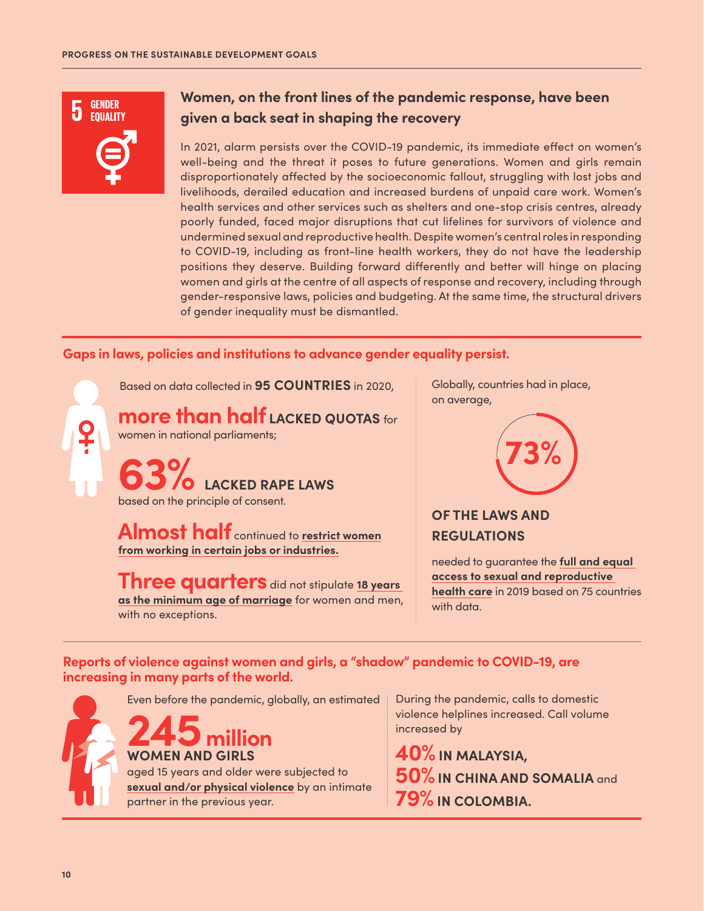**5 GENDER EQUALITY**

## Women, on the front lines of the pandemic response, have been given a back seat in shaping the recovery

In 2021, alarm persists over the COVID-19 pandemic, its immediate effect on women's well-being and the threat it poses to future generations. Women and girls remain disproportionately affected by the socioeconomic fallout, struggling with lost jobs and livelihoods, derailed education and increased burdens of unpaid care work. Women's health services and other services such as shelters and one-stop crisis centres, already poorly funded, faced major disruptions that cut lifelines for survivors of violence and undermined sexual and reproductive health. Despite women's central roles in responding to COVID-19, including as front-line health workers, they do not have the leadership positions they deserve. Building forward differently and better will hinge on placing women and girls at the centre of all aspects of response and recovery, including through gender-responsive laws, policies and budgeting. At the same time, the structural drivers of gender inequality must be dismantled.

### Gaps in laws, policies and institutions to advance gender equality persist.

Based on data collected in **95 COUNTRIES** in 2020,

**more than half LACKED QUOTAS** for women in national parliaments;

**63% LACKED RAPE LAWS** based on the principle of consent.

**Almost half** continued to **restrict women from working in certain jobs or industries.**

**Three quarters** did not stipulate **18 years as the minimum age of marriage** for women and men, with no exceptions.

Globally, countries had in place, on average,

**73% OF THE LAWS AND REGULATIONS**

needed to guarantee the **full and equal access to sexual and reproductive health care** in 2019 based on 75 countries with data.

### Reports of violence against women and girls, a "shadow" pandemic to COVID-19, are increasing in many parts of the world.

Even before the pandemic, globally, an estimated

**245 million WOMEN AND GIRLS**

aged 15 years and older were subjected to **sexual and/or physical violence** by an intimate partner in the previous year.

During the pandemic, calls to domestic violence helplines increased. Call volume increased by

**40% IN MALAYSIA,**
**50% IN CHINA AND SOMALIA** and
**79% IN COLOMBIA.**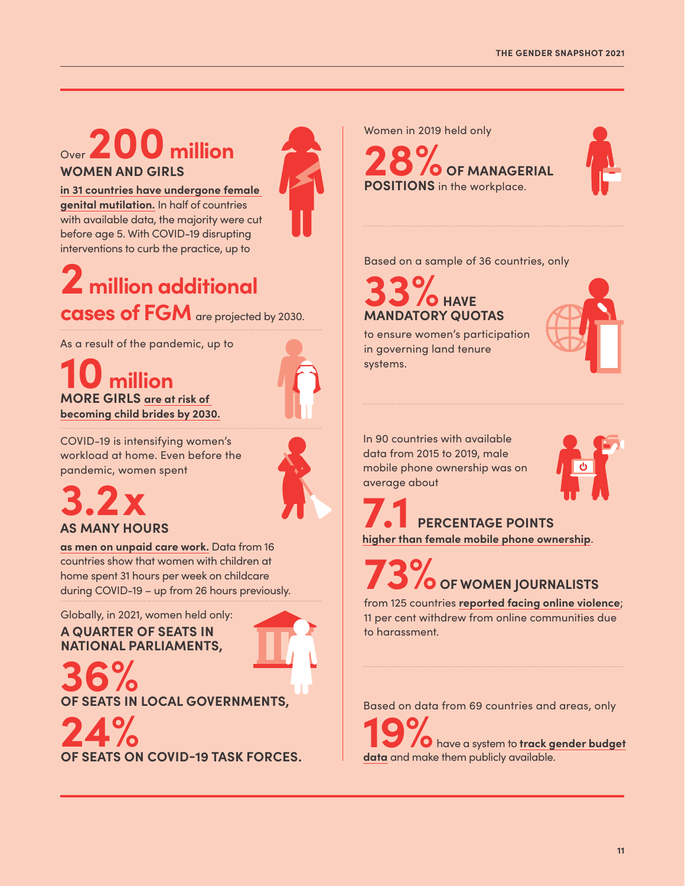Over **200 million**
**WOMEN AND GIRLS**

**in 31 countries have undergone female genital mutilation.** In half of countries with available data, the majority were cut before age 5. With COVID-19 disrupting interventions to curb the practice, up to

**2 million additional cases of FGM** are projected by 2030.

As a result of the pandemic, up to

**10 million**
**MORE GIRLS are at risk of becoming child brides by 2030.**

COVID-19 is intensifying women's workload at home. Even before the pandemic, women spent

**3.2x**
**AS MANY HOURS**

**as men on unpaid care work.** Data from 16 countries show that women with children at home spent 31 hours per week on childcare during COVID-19 – up from 26 hours previously.

Globally, in 2021, women held only:

**A QUARTER OF SEATS IN NATIONAL PARLIAMENTS,**

**36%**
**OF SEATS IN LOCAL GOVERNMENTS,**

**24%**
**OF SEATS ON COVID-19 TASK FORCES.**

Women in 2019 held only

**28% OF MANAGERIAL POSITIONS** in the workplace.

Based on a sample of 36 countries, only

**33% HAVE MANDATORY QUOTAS**

to ensure women's participation in governing land tenure systems.

In 90 countries with available data from 2015 to 2019, male mobile phone ownership was on average about

**7.1 PERCENTAGE POINTS**
**higher than female mobile phone ownership**.

**73% OF WOMEN JOURNALISTS**

from 125 countries **reported facing online violence**; 11 per cent withdrew from online communities due to harassment.

Based on data from 69 countries and areas, only

**19%** have a system to **track gender budget data** and make them publicly available.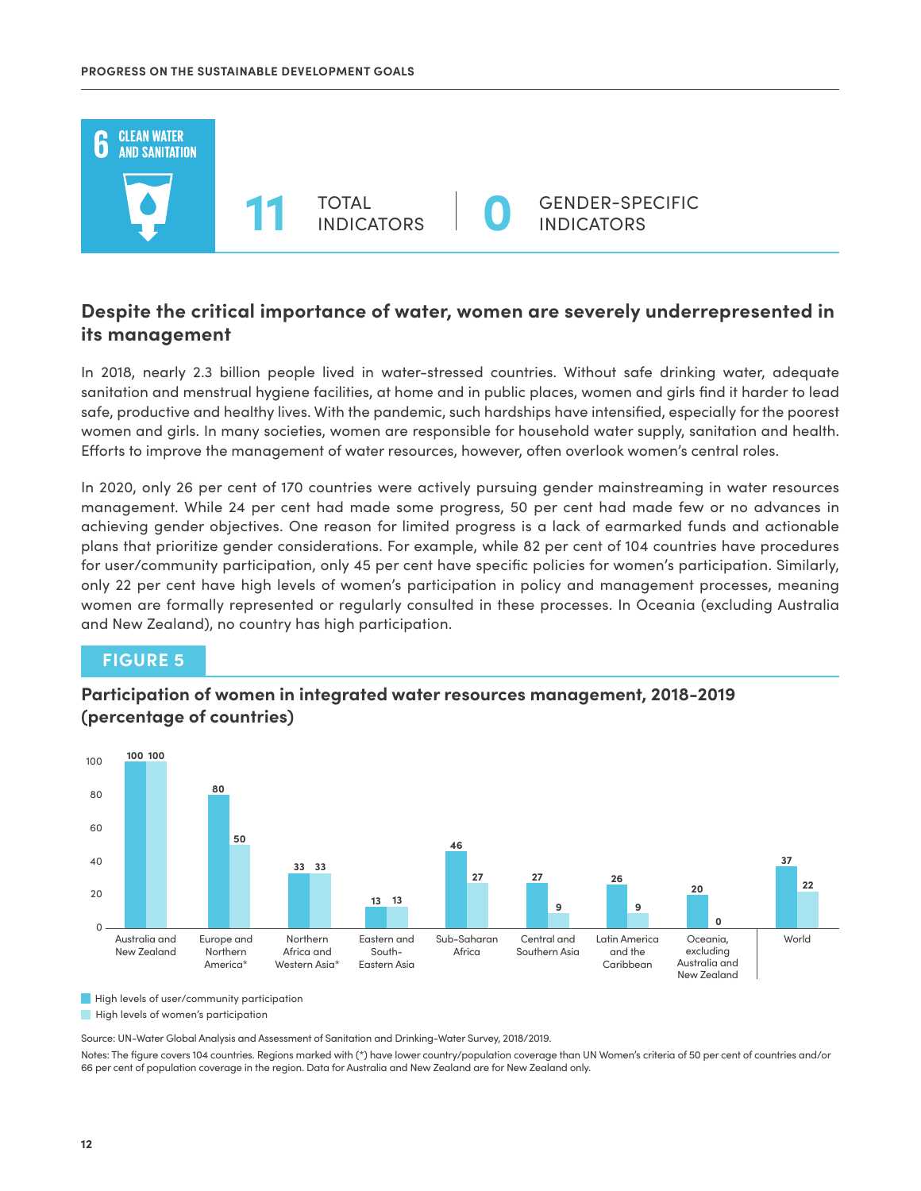**6 CLEAN WATER AND SANITATION**

**11** TOTAL INDICATORS | **0** GENDER-SPECIFIC INDICATORS

## Despite the critical importance of water, women are severely underrepresented in its management

In 2018, nearly 2.3 billion people lived in water-stressed countries. Without safe drinking water, adequate sanitation and menstrual hygiene facilities, at home and in public places, women and girls find it harder to lead safe, productive and healthy lives. With the pandemic, such hardships have intensified, especially for the poorest women and girls. In many societies, women are responsible for household water supply, sanitation and health. Efforts to improve the management of water resources, however, often overlook women's central roles.

In 2020, only 26 per cent of 170 countries were actively pursuing gender mainstreaming in water resources management. While 24 per cent had made some progress, 50 per cent had made few or no advances in achieving gender objectives. One reason for limited progress is a lack of earmarked funds and actionable plans that prioritize gender considerations. For example, while 82 per cent of 104 countries have procedures for user/community participation, only 45 per cent have specific policies for women's participation. Similarly, only 22 per cent have high levels of women's participation in policy and management processes, meaning women are formally represented or regularly consulted in these processes. In Oceania (excluding Australia and New Zealand), no country has high participation.

**FIGURE 5**

### Participation of women in integrated water resources management, 2018-2019 (percentage of countries)

| Region | High levels of user/community participation | High levels of women's participation |
|---|---|---|
| Australia and New Zealand | 100 | 100 |
| Europe and Northern America* | 80 | 50 |
| Northern Africa and Western Asia* | 33 | 33 |
| Eastern and South-Eastern Asia | 13 | 13 |
| Sub-Saharan Africa | 46 | 27 |
| Central and Southern Asia | 27 | 9 |
| Latin America and the Caribbean | 26 | 9 |
| Oceania, excluding Australia and New Zealand | 20 | 0 |
| World | 37 | 22 |

Source: UN-Water Global Analysis and Assessment of Sanitation and Drinking-Water Survey, 2018/2019.

Notes: The figure covers 104 countries. Regions marked with (*) have lower country/population coverage than UN Women's criteria of 50 per cent of countries and/or 66 per cent of population coverage in the region. Data for Australia and New Zealand are for New Zealand only.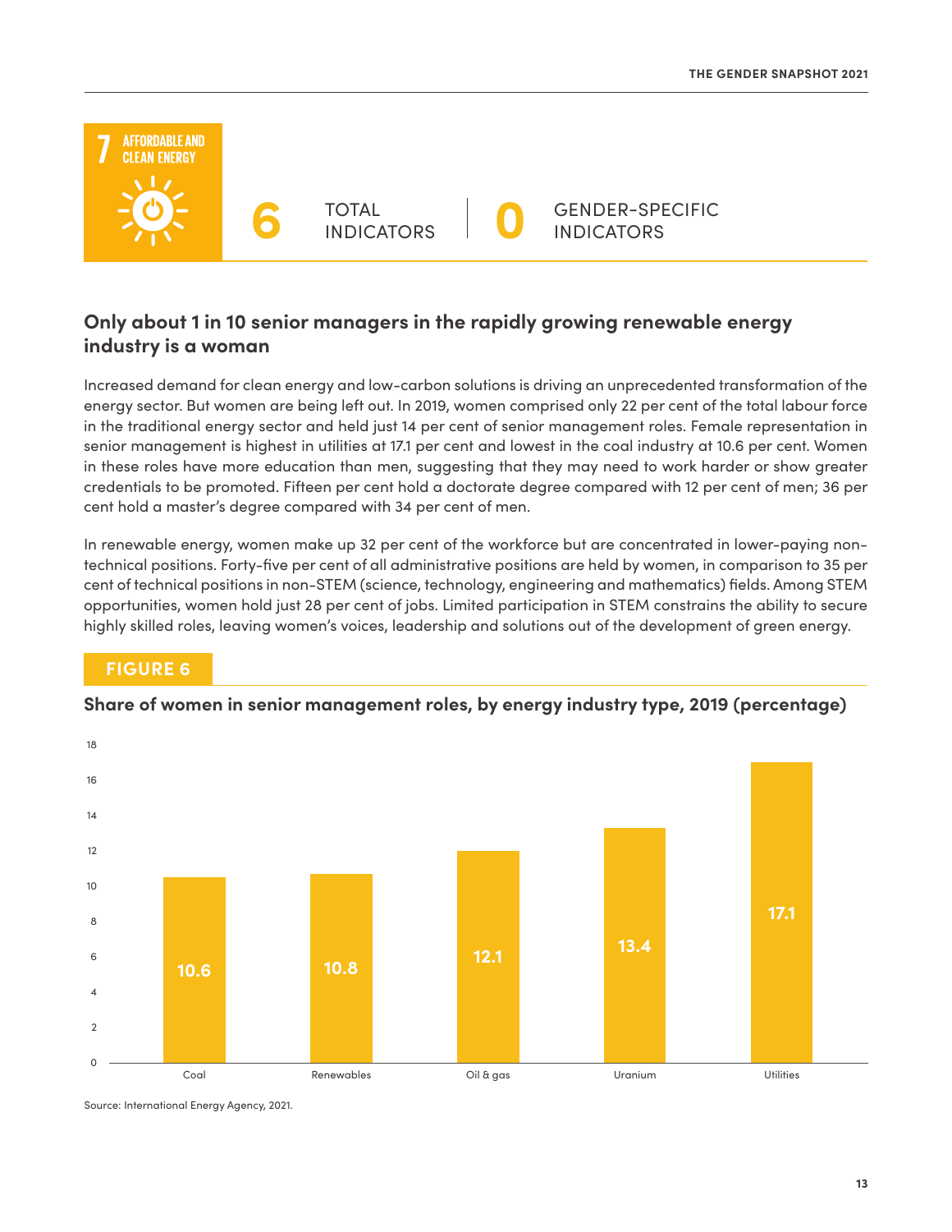**7 AFFORDABLE AND CLEAN ENERGY**

**6** TOTAL INDICATORS | **0** GENDER-SPECIFIC INDICATORS

## Only about 1 in 10 senior managers in the rapidly growing renewable energy industry is a woman

Increased demand for clean energy and low-carbon solutions is driving an unprecedented transformation of the energy sector. But women are being left out. In 2019, women comprised only 22 per cent of the total labour force in the traditional energy sector and held just 14 per cent of senior management roles. Female representation in senior management is highest in utilities at 17.1 per cent and lowest in the coal industry at 10.6 per cent. Women in these roles have more education than men, suggesting that they may need to work harder or show greater credentials to be promoted. Fifteen per cent hold a doctorate degree compared with 12 per cent of men; 36 per cent hold a master's degree compared with 34 per cent of men.

In renewable energy, women make up 32 per cent of the workforce but are concentrated in lower-paying non-technical positions. Forty-five per cent of all administrative positions are held by women, in comparison to 35 per cent of technical positions in non-STEM (science, technology, engineering and mathematics) fields. Among STEM opportunities, women hold just 28 per cent of jobs. Limited participation in STEM constrains the ability to secure highly skilled roles, leaving women's voices, leadership and solutions out of the development of green energy.

**FIGURE 6**

**Share of women in senior management roles, by energy industry type, 2019 (percentage)**

| Energy industry type | Percentage |
|---|---|
| Coal | 10.6 |
| Renewables | 10.8 |
| Oil & gas | 12.1 |
| Uranium | 13.4 |
| Utilities | 17.1 |

Source: International Energy Agency, 2021.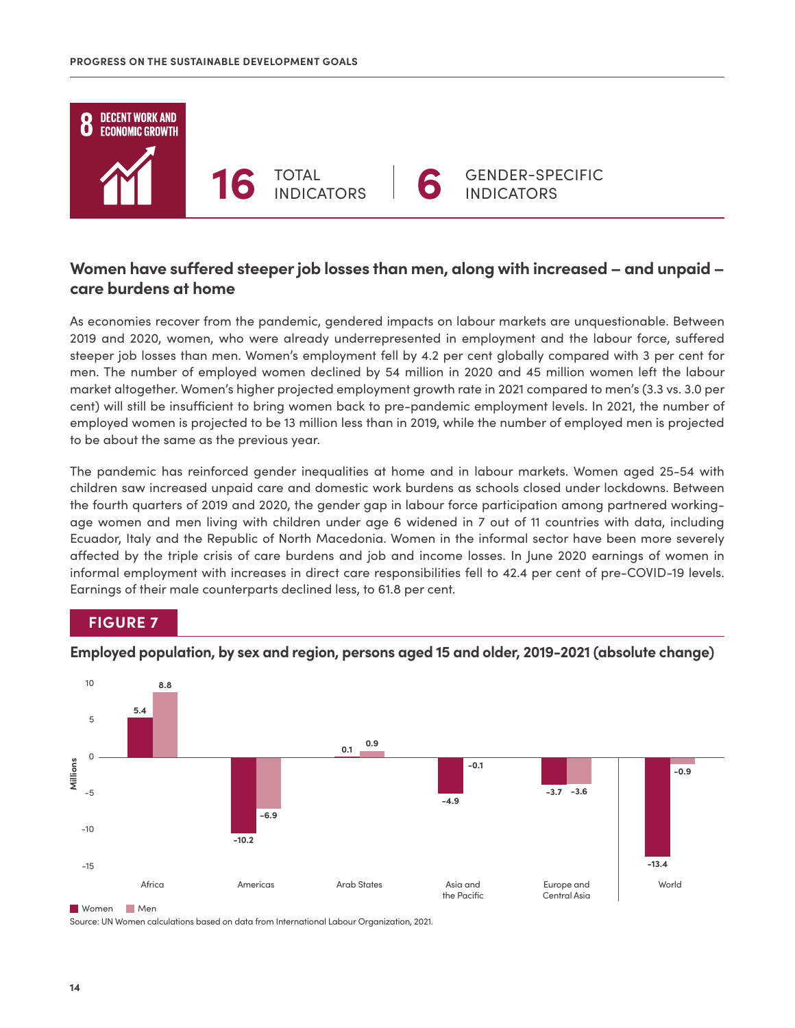8 DECENT WORK AND ECONOMIC GROWTH

**16** TOTAL INDICATORS | **6** GENDER-SPECIFIC INDICATORS

## Women have suffered steeper job losses than men, along with increased – and unpaid – care burdens at home

As economies recover from the pandemic, gendered impacts on labour markets are unquestionable. Between 2019 and 2020, women, who were already underrepresented in employment and the labour force, suffered steeper job losses than men. Women's employment fell by 4.2 per cent globally compared with 3 per cent for men. The number of employed women declined by 54 million in 2020 and 45 million women left the labour market altogether. Women's higher projected employment growth rate in 2021 compared to men's (3.3 vs. 3.0 per cent) will still be insufficient to bring women back to pre-pandemic employment levels. In 2021, the number of employed women is projected to be 13 million less than in 2019, while the number of employed men is projected to be about the same as the previous year.

The pandemic has reinforced gender inequalities at home and in labour markets. Women aged 25-54 with children saw increased unpaid care and domestic work burdens as schools closed under lockdowns. Between the fourth quarters of 2019 and 2020, the gender gap in labour force participation among partnered working-age women and men living with children under age 6 widened in 7 out of 11 countries with data, including Ecuador, Italy and the Republic of North Macedonia. Women in the informal sector have been more severely affected by the triple crisis of care burdens and job and income losses. In June 2020 earnings of women in informal employment with increases in direct care responsibilities fell to 42.4 per cent of pre-COVID-19 levels. Earnings of their male counterparts declined less, to 61.8 per cent.

**FIGURE 7**

**Employed population, by sex and region, persons aged 15 and older, 2019-2021 (absolute change)**

| Region (Millions) | Women | Men |
|---|---|---|
| Africa | 5.4 | 8.8 |
| Americas | -10.2 | -6.9 |
| Arab States | 0.1 | 0.9 |
| Asia and the Pacific | -4.9 | -0.1 |
| Europe and Central Asia | -3.7 | -3.6 |
| World | -13.4 | -0.9 |

Source: UN Women calculations based on data from International Labour Organization, 2021.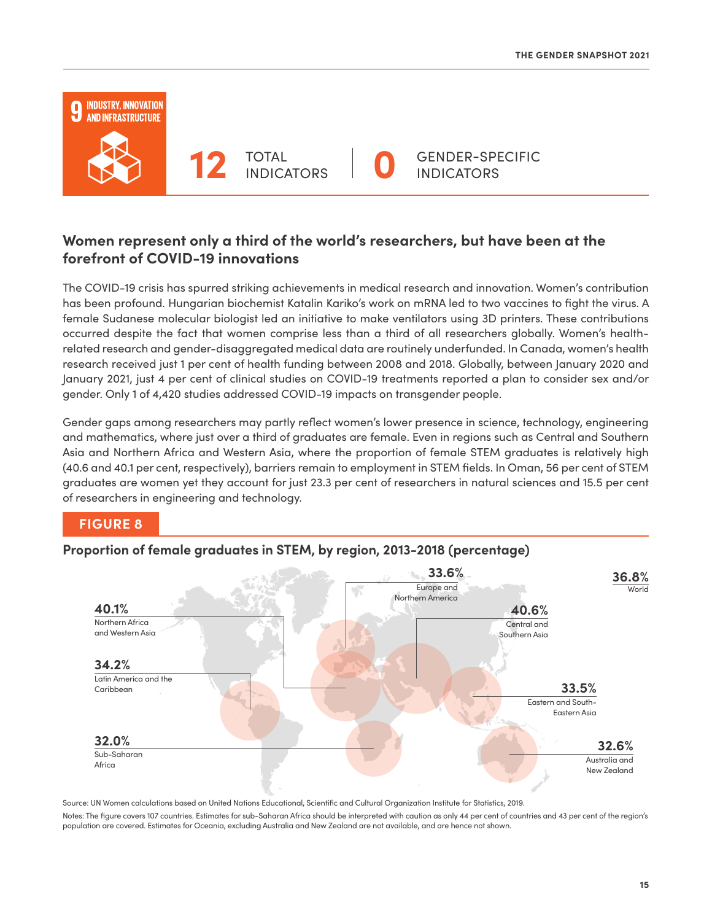**9 INDUSTRY, INNOVATION AND INFRASTRUCTURE**

**12** TOTAL INDICATORS | **0** GENDER-SPECIFIC INDICATORS

## Women represent only a third of the world's researchers, but have been at the forefront of COVID-19 innovations

The COVID-19 crisis has spurred striking achievements in medical research and innovation. Women's contribution has been profound. Hungarian biochemist Katalin Kariko's work on mRNA led to two vaccines to fight the virus. A female Sudanese molecular biologist led an initiative to make ventilators using 3D printers. These contributions occurred despite the fact that women comprise less than a third of all researchers globally. Women's health-related research and gender-disaggregated medical data are routinely underfunded. In Canada, women's health research received just 1 per cent of health funding between 2008 and 2018. Globally, between January 2020 and January 2021, just 4 per cent of clinical studies on COVID-19 treatments reported a plan to consider sex and/or gender. Only 1 of 4,420 studies addressed COVID-19 impacts on transgender people.

Gender gaps among researchers may partly reflect women's lower presence in science, technology, engineering and mathematics, where just over a third of graduates are female. Even in regions such as Central and Southern Asia and Northern Africa and Western Asia, where the proportion of female STEM graduates is relatively high (40.6 and 40.1 per cent, respectively), barriers remain to employment in STEM fields. In Oman, 56 per cent of STEM graduates are women yet they account for just 23.3 per cent of researchers in natural sciences and 15.5 per cent of researchers in engineering and technology.

**FIGURE 8**

### Proportion of female graduates in STEM, by region, 2013-2018 (percentage)

| Region | Percentage |
|---|---|
| World | 36.8% |
| Central and Southern Asia | 40.6% |
| Northern Africa and Western Asia | 40.1% |
| Latin America and the Caribbean | 34.2% |
| Europe and Northern America | 33.6% |
| Eastern and South-Eastern Asia | 33.5% |
| Australia and New Zealand | 32.6% |
| Sub-Saharan Africa | 32.0% |

Source: UN Women calculations based on United Nations Educational, Scientific and Cultural Organization Institute for Statistics, 2019.

Notes: The figure covers 107 countries. Estimates for sub-Saharan Africa should be interpreted with caution as only 44 per cent of countries and 43 per cent of the region's population are covered. Estimates for Oceania, excluding Australia and New Zealand are not available, and are hence not shown.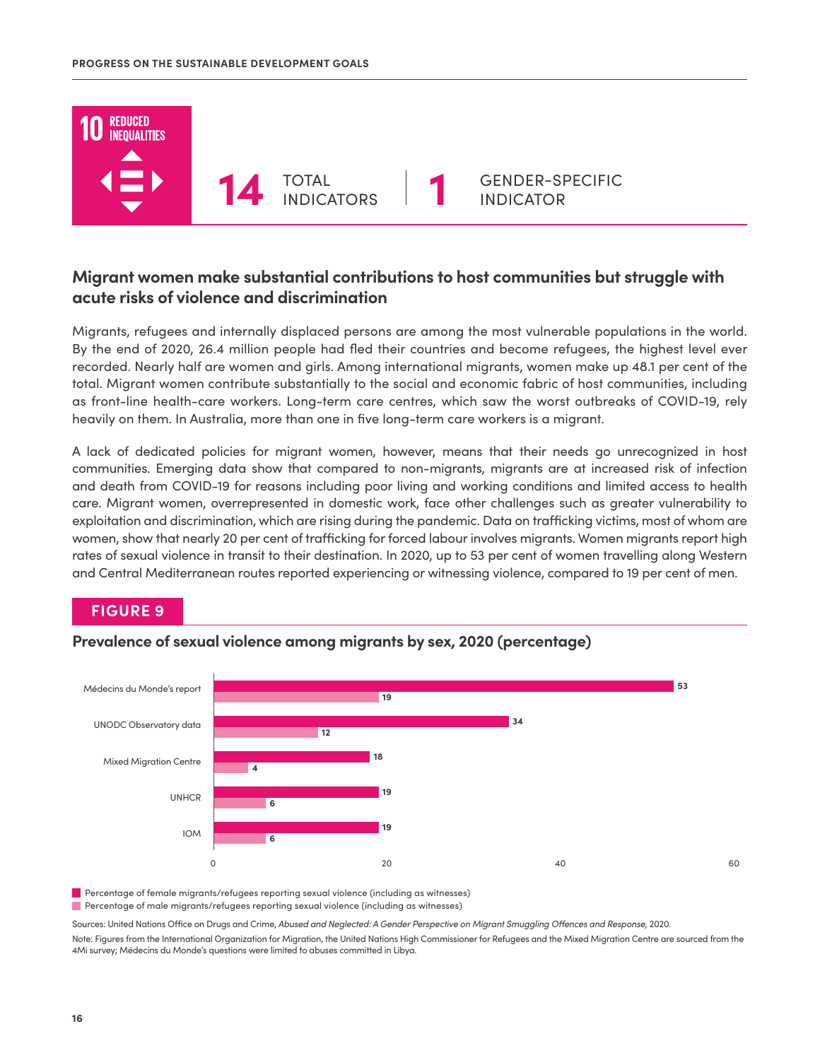10 REDUCED INEQUALITIES

**14** TOTAL INDICATORS | **1** GENDER-SPECIFIC INDICATOR

## Migrant women make substantial contributions to host communities but struggle with acute risks of violence and discrimination

Migrants, refugees and internally displaced persons are among the most vulnerable populations in the world. By the end of 2020, 26.4 million people had fled their countries and become refugees, the highest level ever recorded. Nearly half are women and girls. Among international migrants, women make up 48.1 per cent of the total. Migrant women contribute substantially to the social and economic fabric of host communities, including as front-line health-care workers. Long-term care centres, which saw the worst outbreaks of COVID-19, rely heavily on them. In Australia, more than one in five long-term care workers is a migrant.

A lack of dedicated policies for migrant women, however, means that their needs go unrecognized in host communities. Emerging data show that compared to non-migrants, migrants are at increased risk of infection and death from COVID-19 for reasons including poor living and working conditions and limited access to health care. Migrant women, overrepresented in domestic work, face other challenges such as greater vulnerability to exploitation and discrimination, which are rising during the pandemic. Data on trafficking victims, most of whom are women, show that nearly 20 per cent of trafficking for forced labour involves migrants. Women migrants report high rates of sexual violence in transit to their destination. In 2020, up to 53 per cent of women travelling along Western and Central Mediterranean routes reported experiencing or witnessing violence, compared to 19 per cent of men.

### FIGURE 9

**Prevalence of sexual violence among migrants by sex, 2020 (percentage)**

| Source | Percentage of female migrants/refugees reporting sexual violence (including as witnesses) | Percentage of male migrants/refugees reporting sexual violence (including as witnesses) |
| --- | --- | --- |
| Médecins du Monde's report | 53 | 19 |
| UNODC Observatory data | 34 | 12 |
| Mixed Migration Centre | 18 | 4 |
| UNHCR | 19 | 6 |
| IOM | 19 | 6 |

Sources: United Nations Office on Drugs and Crime, *Abused and Neglected: A Gender Perspective on Migrant Smuggling Offences and Response,* 2020.

Note: Figures from the International Organization for Migration, the United Nations High Commissioner for Refugees and the Mixed Migration Centre are sourced from the 4Mi survey; Médecins du Monde's questions were limited to abuses committed in Libya.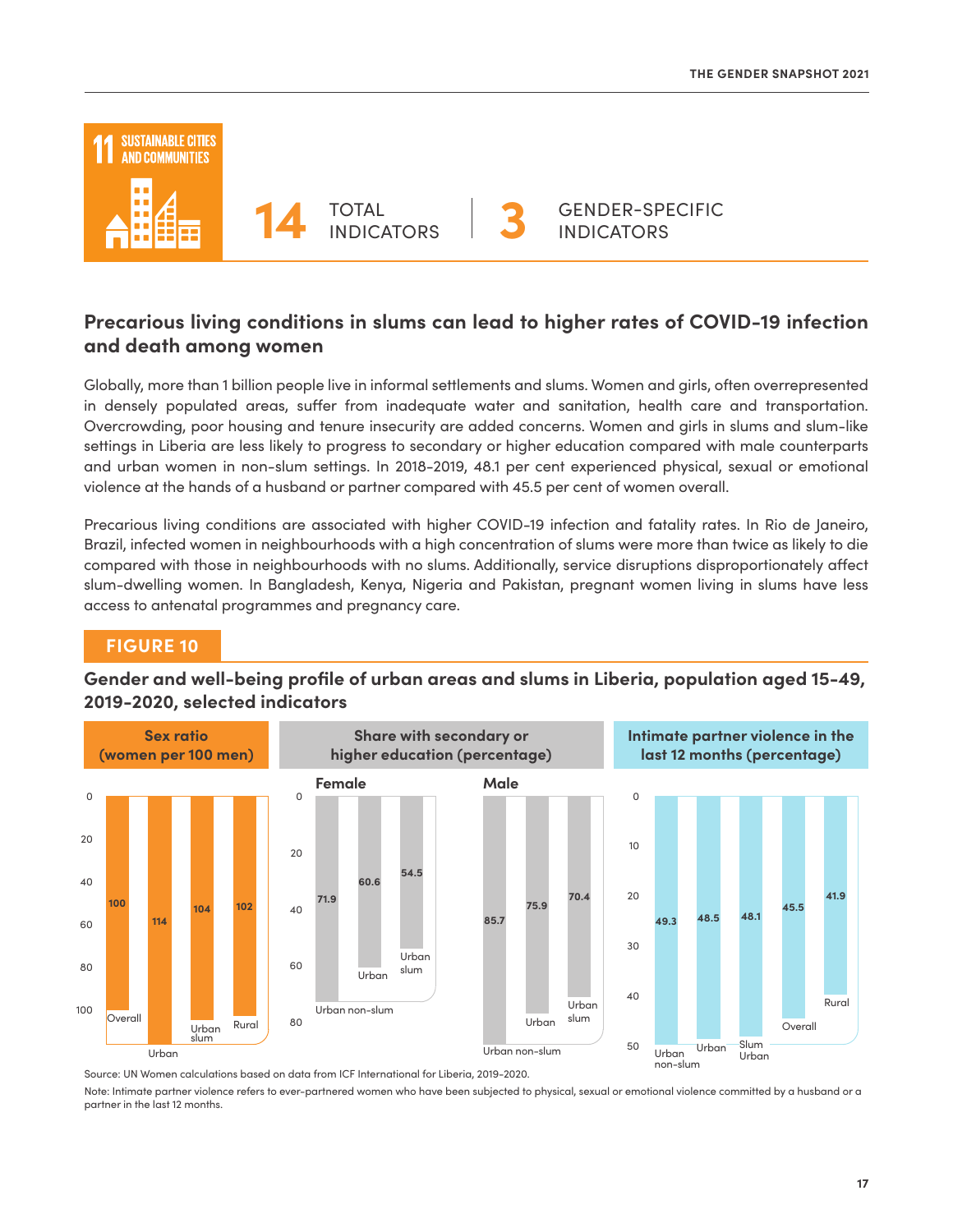## 11 SUSTAINABLE CITIES AND COMMUNITIES

**14** TOTAL INDICATORS | **3** GENDER-SPECIFIC INDICATORS

## Precarious living conditions in slums can lead to higher rates of COVID-19 infection and death among women

Globally, more than 1 billion people live in informal settlements and slums. Women and girls, often overrepresented in densely populated areas, suffer from inadequate water and sanitation, health care and transportation. Overcrowding, poor housing and tenure insecurity are added concerns. Women and girls in slums and slum-like settings in Liberia are less likely to progress to secondary or higher education compared with male counterparts and urban women in non-slum settings. In 2018-2019, 48.1 per cent experienced physical, sexual or emotional violence at the hands of a husband or partner compared with 45.5 per cent of women overall.

Precarious living conditions are associated with higher COVID-19 infection and fatality rates. In Rio de Janeiro, Brazil, infected women in neighbourhoods with a high concentration of slums were more than twice as likely to die compared with those in neighbourhoods with no slums. Additionally, service disruptions disproportionately affect slum-dwelling women. In Bangladesh, Kenya, Nigeria and Pakistan, pregnant women living in slums have less access to antenatal programmes and pregnancy care.

### FIGURE 10

**Gender and well-being profile of urban areas and slums in Liberia, population aged 15-49, 2019-2020, selected indicators**

**Sex ratio (women per 100 men)**

| Overall | Urban | Urban slum | Rural |
|---|---|---|---|
| 100 | 114 | 104 | 102 |

**Share with secondary or higher education (percentage)**

| | Urban non-slum | Urban | Urban slum |
|---|---|---|---|
| Female | 71.9 | 60.6 | 54.5 |
| Male | 85.7 | 75.9 | 70.4 |

**Intimate partner violence in the last 12 months (percentage)**

| Urban non-slum | Urban | Slum Urban | Overall | Rural |
|---|---|---|---|---|
| 49.3 | 48.5 | 48.1 | 45.5 | 41.9 |

Source: UN Women calculations based on data from ICF International for Liberia, 2019-2020.

Note: Intimate partner violence refers to ever-partnered women who have been subjected to physical, sexual or emotional violence committed by a husband or a partner in the last 12 months.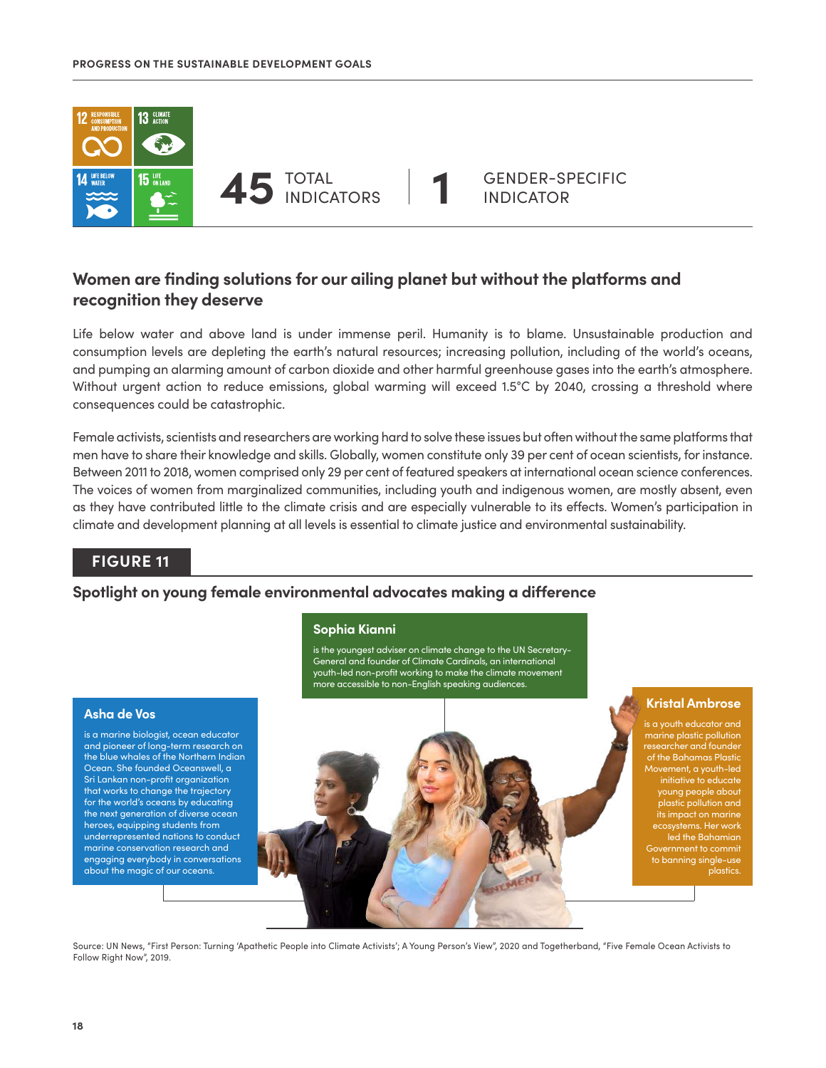12 RESPONSIBLE CONSUMPTION AND PRODUCTION | 13 CLIMATE ACTION | 14 LIFE BELOW WATER | 15 LIFE ON LAND

**45** TOTAL INDICATORS | **1** GENDER-SPECIFIC INDICATOR

## Women are finding solutions for our ailing planet but without the platforms and recognition they deserve

Life below water and above land is under immense peril. Humanity is to blame. Unsustainable production and consumption levels are depleting the earth's natural resources; increasing pollution, including of the world's oceans, and pumping an alarming amount of carbon dioxide and other harmful greenhouse gases into the earth's atmosphere. Without urgent action to reduce emissions, global warming will exceed 1.5°C by 2040, crossing a threshold where consequences could be catastrophic.

Female activists, scientists and researchers are working hard to solve these issues but often without the same platforms that men have to share their knowledge and skills. Globally, women constitute only 39 per cent of ocean scientists, for instance. Between 2011 to 2018, women comprised only 29 per cent of featured speakers at international ocean science conferences. The voices of women from marginalized communities, including youth and indigenous women, are mostly absent, even as they have contributed little to the climate crisis and are especially vulnerable to its effects. Women's participation in climate and development planning at all levels is essential to climate justice and environmental sustainability.

### FIGURE 11

**Spotlight on young female environmental advocates making a difference**

**Sophia Kianni**

is the youngest adviser on climate change to the UN Secretary-General and founder of Climate Cardinals, an international youth-led non-profit working to make the climate movement more accessible to non-English speaking audiences.

**Asha de Vos**

is a marine biologist, ocean educator and pioneer of long-term research on the blue whales of the Northern Indian Ocean. She founded Oceanswell, a Sri Lankan non-profit organization that works to change the trajectory for the world's oceans by educating the next generation of diverse ocean heroes, equipping students from underrepresented nations to conduct marine conservation research and engaging everybody in conversations about the magic of our oceans.

**Kristal Ambrose**

is a youth educator and marine plastic pollution researcher and founder of the Bahamas Plastic Movement, a youth-led initiative to educate young people about plastic pollution and its impact on marine ecosystems. Her work led the Bahamian Government to commit to banning single-use plastics.

Source: UN News, "First Person: Turning 'Apathetic People into Climate Activists'; A Young Person's View", 2020 and Togetherband, "Five Female Ocean Activists to Follow Right Now", 2019.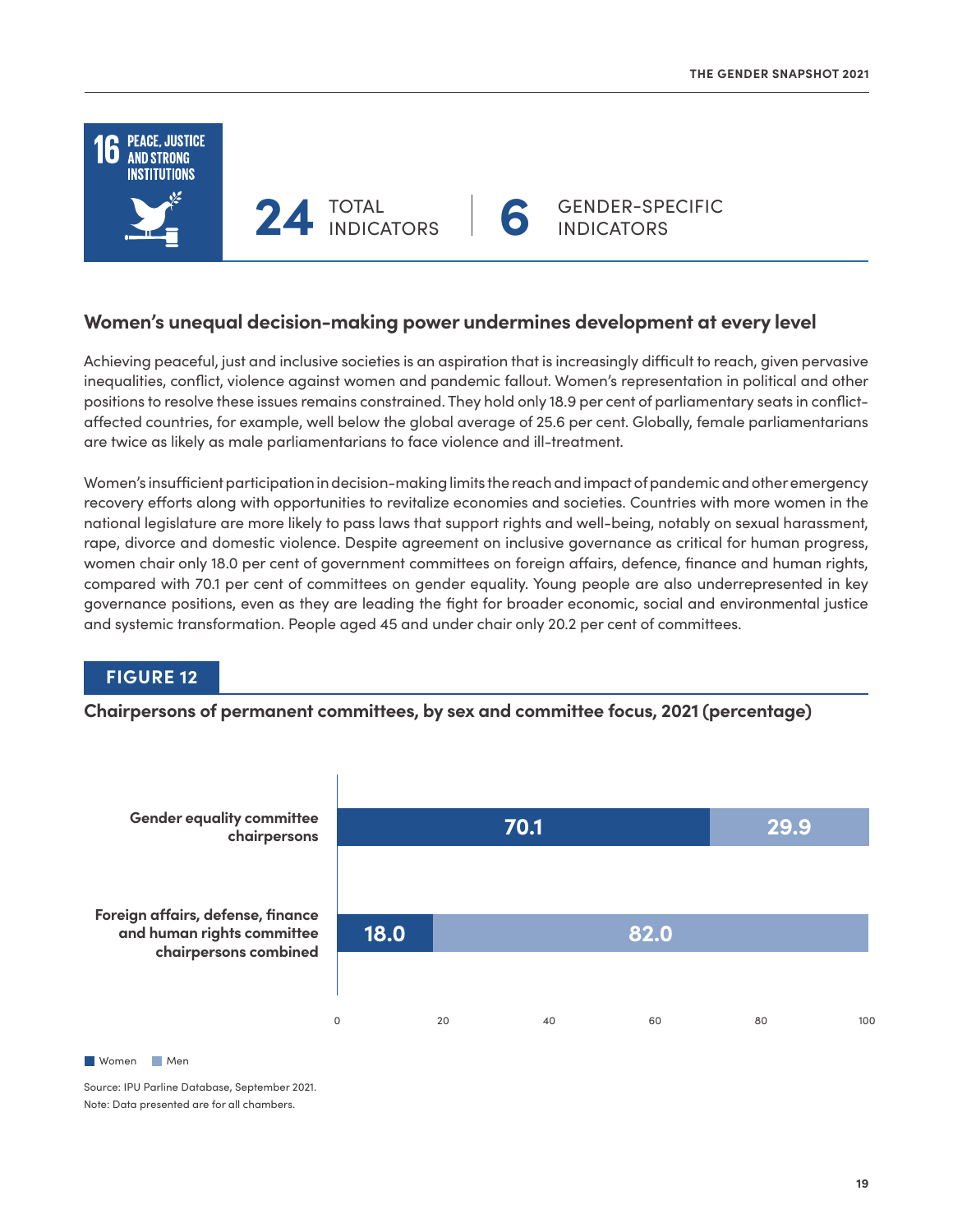**16 PEACE, JUSTICE AND STRONG INSTITUTIONS**

**24** TOTAL INDICATORS | **6** GENDER-SPECIFIC INDICATORS

## Women's unequal decision-making power undermines development at every level

Achieving peaceful, just and inclusive societies is an aspiration that is increasingly difficult to reach, given pervasive inequalities, conflict, violence against women and pandemic fallout. Women's representation in political and other positions to resolve these issues remains constrained. They hold only 18.9 per cent of parliamentary seats in conflict-affected countries, for example, well below the global average of 25.6 per cent. Globally, female parliamentarians are twice as likely as male parliamentarians to face violence and ill-treatment.

Women's insufficient participation in decision-making limits the reach and impact of pandemic and other emergency recovery efforts along with opportunities to revitalize economies and societies. Countries with more women in the national legislature are more likely to pass laws that support rights and well-being, notably on sexual harassment, rape, divorce and domestic violence. Despite agreement on inclusive governance as critical for human progress, women chair only 18.0 per cent of government committees on foreign affairs, defence, finance and human rights, compared with 70.1 per cent of committees on gender equality. Young people are also underrepresented in key governance positions, even as they are leading the fight for broader economic, social and environmental justice and systemic transformation. People aged 45 and under chair only 20.2 per cent of committees.

### FIGURE 12

**Chairpersons of permanent committees, by sex and committee focus, 2021 (percentage)**

| | Women | Men |
|---|---|---|
| Gender equality committee chairpersons | 70.1 | 29.9 |
| Foreign affairs, defense, finance and human rights committee chairpersons combined | 18.0 | 82.0 |

Source: IPU Parline Database, September 2021.
Note: Data presented are for all chambers.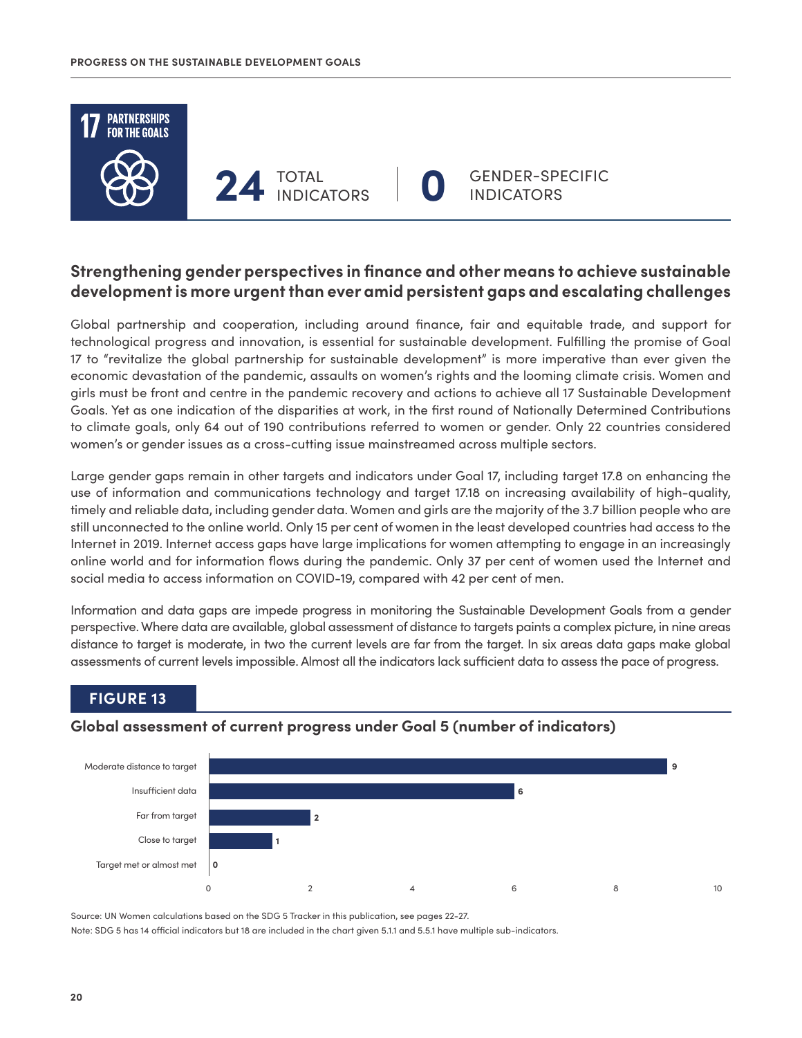## 17 PARTNERSHIPS FOR THE GOALS

**24** TOTAL INDICATORS | **0** GENDER-SPECIFIC INDICATORS

### Strengthening gender perspectives in finance and other means to achieve sustainable development is more urgent than ever amid persistent gaps and escalating challenges

Global partnership and cooperation, including around finance, fair and equitable trade, and support for technological progress and innovation, is essential for sustainable development. Fulfilling the promise of Goal 17 to "revitalize the global partnership for sustainable development" is more imperative than ever given the economic devastation of the pandemic, assaults on women's rights and the looming climate crisis. Women and girls must be front and centre in the pandemic recovery and actions to achieve all 17 Sustainable Development Goals. Yet as one indication of the disparities at work, in the first round of Nationally Determined Contributions to climate goals, only 64 out of 190 contributions referred to women or gender. Only 22 countries considered women's or gender issues as a cross-cutting issue mainstreamed across multiple sectors.

Large gender gaps remain in other targets and indicators under Goal 17, including target 17.8 on enhancing the use of information and communications technology and target 17.18 on increasing availability of high-quality, timely and reliable data, including gender data. Women and girls are the majority of the 3.7 billion people who are still unconnected to the online world. Only 15 per cent of women in the least developed countries had access to the Internet in 2019. Internet access gaps have large implications for women attempting to engage in an increasingly online world and for information flows during the pandemic. Only 37 per cent of women used the Internet and social media to access information on COVID-19, compared with 42 per cent of men.

Information and data gaps are impede progress in monitoring the Sustainable Development Goals from a gender perspective. Where data are available, global assessment of distance to targets paints a complex picture, in nine areas distance to target is moderate, in two the current levels are far from the target. In six areas data gaps make global assessments of current levels impossible. Almost all the indicators lack sufficient data to assess the pace of progress.

**FIGURE 13**

**Global assessment of current progress under Goal 5 (number of indicators)**

| Category | Number of indicators |
|---|---|
| Moderate distance to target | 9 |
| Insufficient data | 6 |
| Far from target | 2 |
| Close to target | 1 |
| Target met or almost met | 0 |

Source: UN Women calculations based on the SDG 5 Tracker in this publication, see pages 22-27.

Note: SDG 5 has 14 official indicators but 18 are included in the chart given 5.1.1 and 5.5.1 have multiple sub-indicators.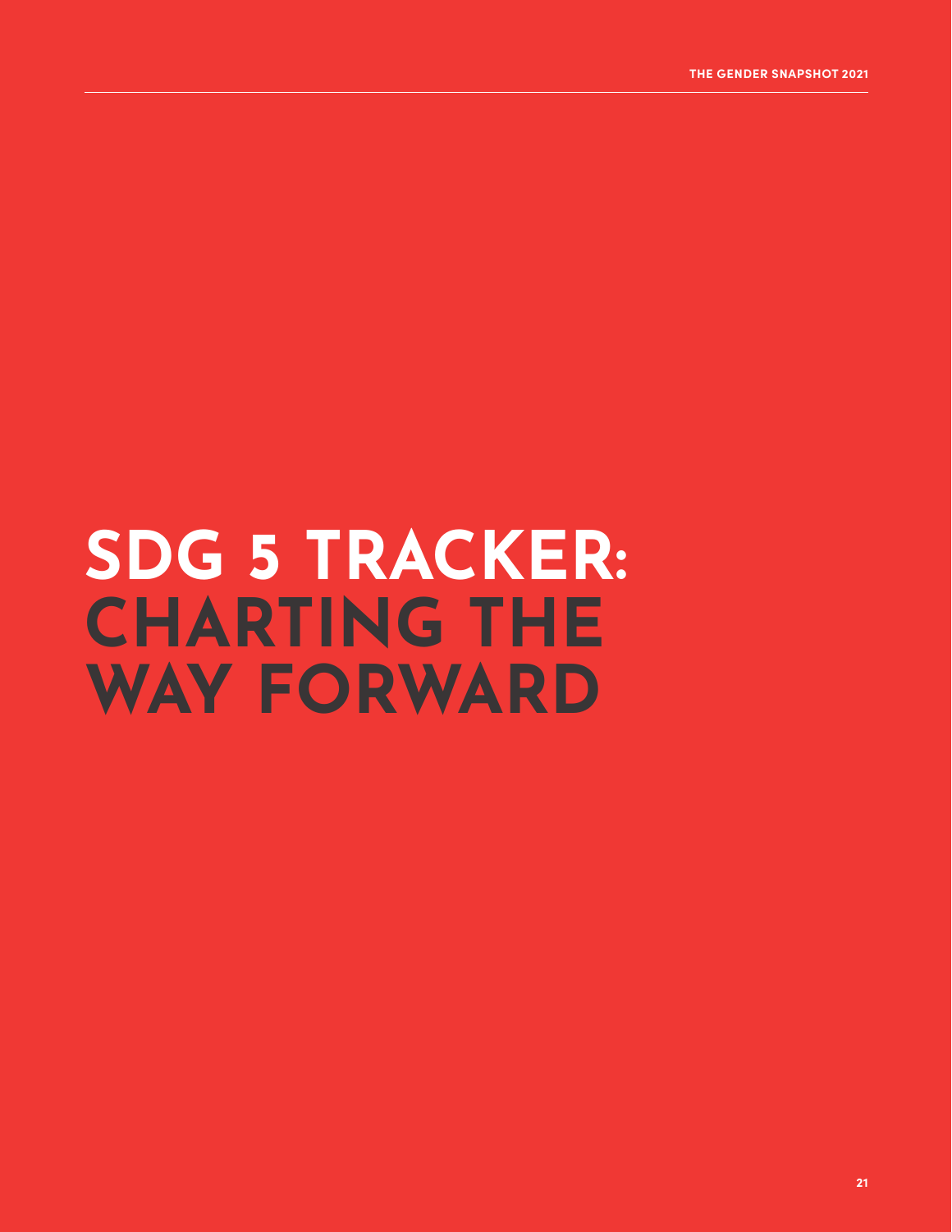# SDG 5 TRACKER: CHARTING THE WAY FORWARD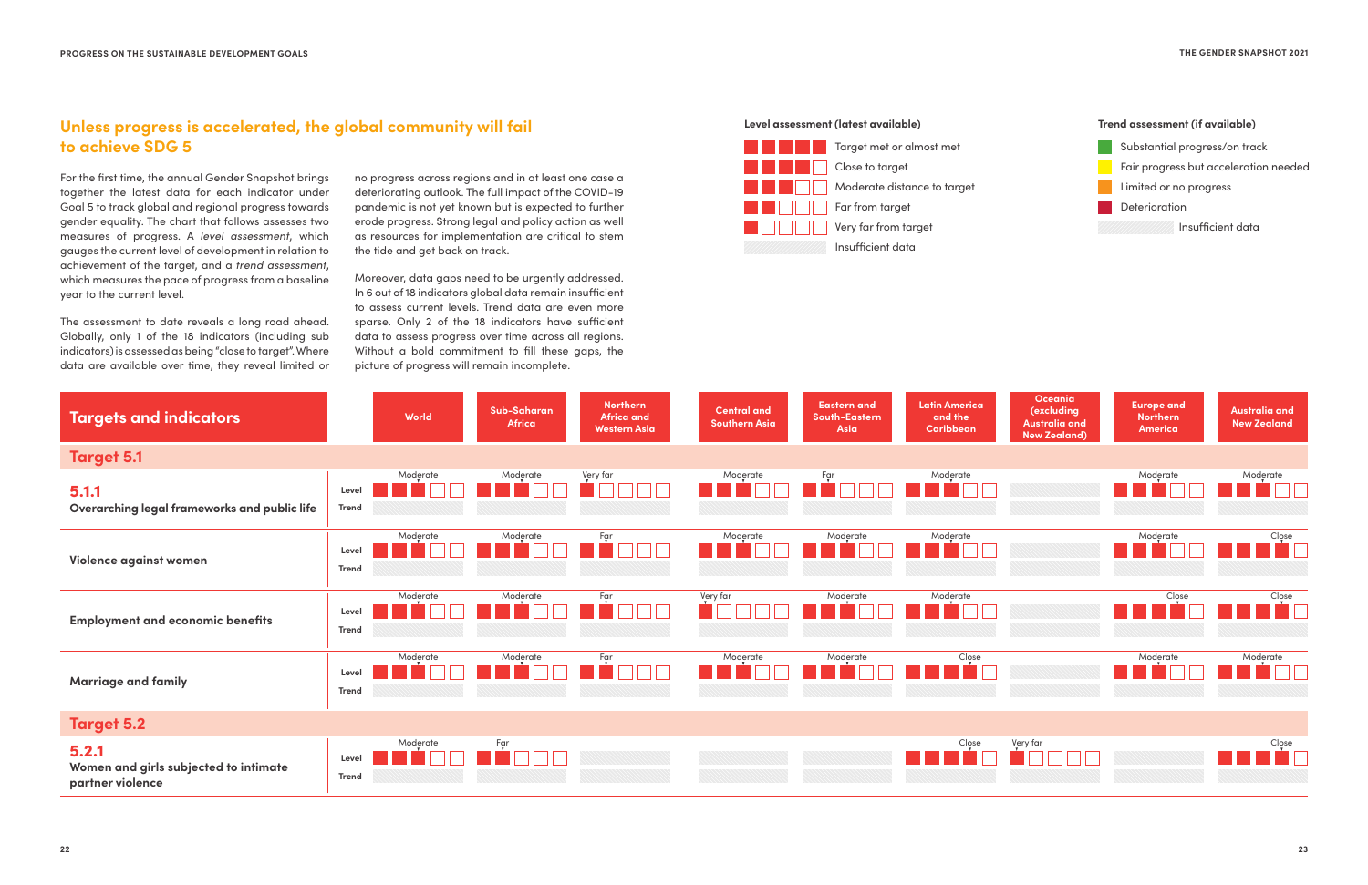## Unless progress is accelerated, the global community will fail to achieve SDG 5

For the first time, the annual Gender Snapshot brings together the latest data for each indicator under Goal 5 to track global and regional progress towards gender equality. The chart that follows assesses two measures of progress. A *level assessment*, which gauges the current level of development in relation to achievement of the target, and a *trend assessment*, which measures the pace of progress from a baseline year to the current level.

The assessment to date reveals a long road ahead. Globally, only 1 of the 18 indicators (including sub indicators) is assessed as being "close to target". Where data are available over time, they reveal limited or no progress across regions and in at least one case a deteriorating outlook. The full impact of the COVID-19 pandemic is not yet known but is expected to further erode progress. Strong legal and policy action as well as resources for implementation are critical to stem the tide and get back on track.

Moreover, data gaps need to be urgently addressed. In 6 out of 18 indicators global data remain insufficient to assess current levels. Trend data are even more sparse. Only 2 of the 18 indicators have sufficient data to assess progress over time across all regions. Without a bold commitment to fill these gaps, the picture of progress will remain incomplete.

**Level assessment (latest available)**

- Target met or almost met
- Close to target
- Moderate distance to target
- Far from target
- Very far from target
- Insufficient data

**Trend assessment (if available)**

- Substantial progress/on track
- Fair progress but acceleration needed
- Limited or no progress
- Deterioration
- Insufficient data

| Targets and indicators | | World | Sub-Saharan Africa | Northern Africa and Western Asia | Central and Southern Asia | Eastern and South-Eastern Asia | Latin America and the Caribbean | Oceania (excluding Australia and New Zealand) | Europe and Northern America | Australia and New Zealand |
|---|---|---|---|---|---|---|---|---|---|---|
| **Target 5.1** | | | | | | | | | | |
| **5.1.1** Overarching legal frameworks and public life | Level | Moderate | Moderate | Very far | Moderate | Far | Moderate | Insufficient data | Moderate | Moderate |
| | Trend | Insufficient data | Insufficient data | Insufficient data | Insufficient data | Insufficient data | Insufficient data | Insufficient data | Insufficient data | Insufficient data |
| Violence against women | Level | Moderate | Moderate | Far | Moderate | Moderate | Moderate | Insufficient data | Moderate | Close |
| | Trend | Insufficient data | Insufficient data | Insufficient data | Insufficient data | Insufficient data | Insufficient data | Insufficient data | Insufficient data | Insufficient data |
| Employment and economic benefits | Level | Moderate | Moderate | Far | Very far | Moderate | Moderate | Insufficient data | Close | Close |
| | Trend | Insufficient data | Insufficient data | Insufficient data | Insufficient data | Insufficient data | Insufficient data | Insufficient data | Insufficient data | Insufficient data |
| Marriage and family | Level | Moderate | Moderate | Far | Moderate | Moderate | Close | Insufficient data | Moderate | Moderate |
| | Trend | Insufficient data | Insufficient data | Insufficient data | Insufficient data | Insufficient data | Insufficient data | Insufficient data | Insufficient data | Insufficient data |
| **Target 5.2** | | | | | | | | | | |
| **5.2.1** Women and girls subjected to intimate partner violence | Level | Moderate | Far | Insufficient data | Insufficient data | Insufficient data | Close | Very far | Insufficient data | Close |
| | Trend | Insufficient data | Insufficient data | Insufficient data | Insufficient data | Insufficient data | Insufficient data | Insufficient data | Insufficient data | Insufficient data |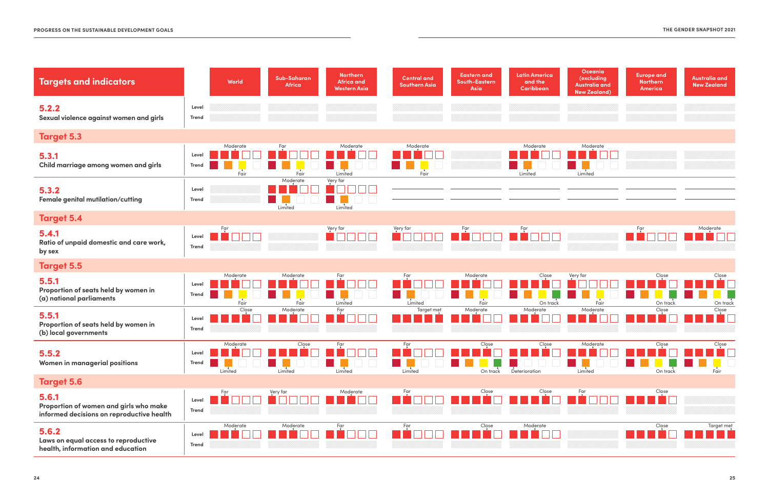| Targets and indicators | | World | Sub-Saharan Africa | Northern Africa and Western Asia | Central and Southern Asia | Eastern and South-Eastern Asia | Latin America and the Caribbean | Oceania (excluding Australia and New Zealand) | Europe and Northern America | Australia and New Zealand |
|---|---|---|---|---|---|---|---|---|---|---|
| **5.2.2** Sexual violence against women and girls | Level | | | | | | | | | |
| | Trend | | | | | | | | | |
| **Target 5.3** | | | | | | | | | | |
| **5.3.1** Child marriage among women and girls | Level | Moderate | Far | Moderate | Moderate | | Moderate | Moderate | | |
| | Trend | Fair | Fair | Limited | Fair | | Limited | Limited | | |
| **5.3.2** Female genital mutilation/cutting | Level | | Moderate | Very far | | | | | | |
| | Trend | | Limited | Limited | | | | | | |
| **Target 5.4** | | | | | | | | | | |
| **5.4.1** Ratio of unpaid domestic and care work, by sex | Level | Far | | Very far | Very far | Far | Far | | Far | Moderate |
| | Trend | | | | | | | | | |
| **Target 5.5** | | | | | | | | | | |
| **5.5.1** Proportion of seats held by women in (a) national parliaments | Level | Moderate | Moderate | Far | Far | Moderate | Close | Very far | Close | Close |
| | Trend | Fair | Fair | Limited | Limited | Fair | On track | Fair | On track | On track |
| **5.5.1** Proportion of seats held by women in (b) local governments | Level | Close | Moderate | Far | Target met | Moderate | Moderate | Moderate | Close | Close |
| | Trend | | | | | | | | | |
| **5.5.2** Women in managerial positions | Level | Moderate | Close | Far | Far | Close | Close | Moderate | Close | Close |
| | Trend | Limited | Limited | Limited | Limited | On track | Deterioration | Limited | On track | Fair |
| **Target 5.6** | | | | | | | | | | |
| **5.6.1** Proportion of women and girls who make informed decisions on reproductive health | Level | Far | Very far | Moderate | Far | Close | Close | Far | Close | |
| | Trend | | | | | | | | | |
| **5.6.2** Laws on equal access to reproductive health, information and education | Level | Moderate | Moderate | Far | Far | Close | Moderate | | Close | Target met |
| | Trend | | | | | | | | | |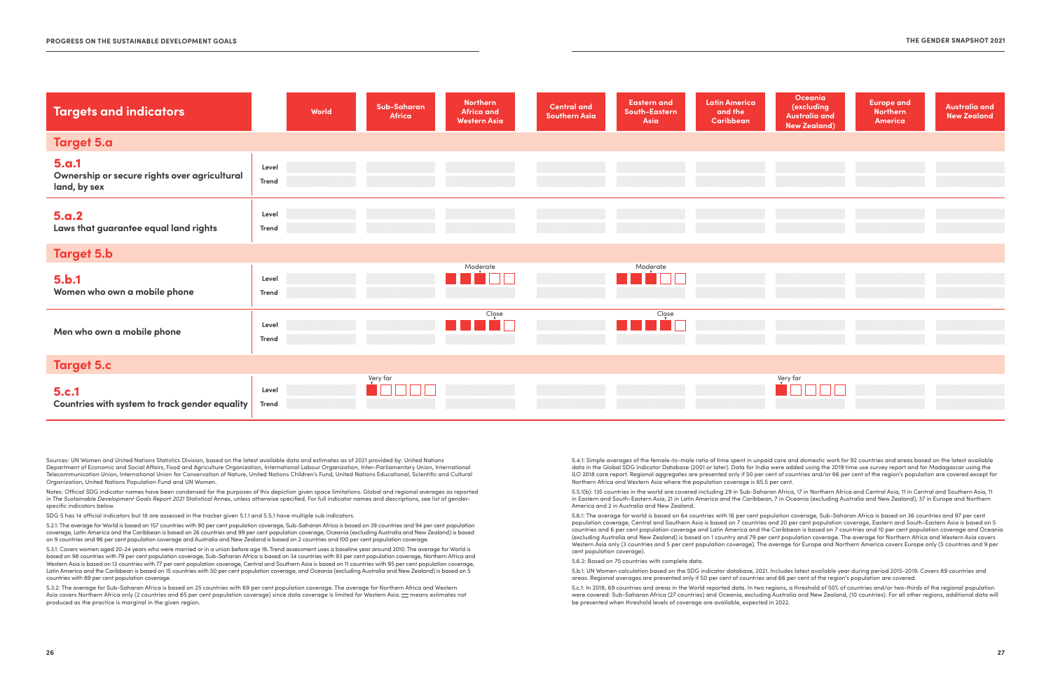| Targets and indicators | | World | Sub-Saharan Africa | Northern Africa and Western Asia | Central and Southern Asia | Eastern and South-Eastern Asia | Latin America and the Caribbean | Oceania (excluding Australia and New Zealand) | Europe and Northern America | Australia and New Zealand |
|---|---|---|---|---|---|---|---|---|---|---|
| **Target 5.a** | | | | | | | | | | |
| **5.a.1** Ownership or secure rights over agricultural land, by sex | Level | | | | | | | | | |
| | Trend | | | | | | | | | |
| **5.a.2** Laws that guarantee equal land rights | Level | | | | | | | | | |
| | Trend | | | | | | | | | |
| **Target 5.b** | | | | | | | | | | |
| **5.b.1** Women who own a mobile phone | Level | | | Moderate | | Moderate | | | | |
| | Trend | | | | | | | | | |
| Men who own a mobile phone | Level | | | Close | | Close | | | | |
| | Trend | | | | | | | | | |
| **Target 5.c** | | | | | | | | | | |
| **5.c.1** Countries with system to track gender equality | Level | | Very far | | | | | Very far | | |
| | Trend | | | | | | | | | |

Sources: UN Women and United Nations Statistics Division, based on the latest available data and estimates as of 2021 provided by: United Nations Department of Economic and Social Affairs, Food and Agriculture Organization, International Labour Organization, Inter-Parliamentary Union, International Telecommunication Union, International Union for Conservation of Nature, United Nations Children's Fund, United Nations Educational, Scientific and Cultural Organization, United Nations Population Fund and UN Women.

Notes: Official SDG indicator names have been condensed for the purposes of this depiction given space limitations. Global and regional averages as reported in *The Sustainable Development Goals Report 2021* Statistical Annex, unless otherwise specified. For full indicator names and descriptions, see list of gender-specific indicators below.

SDG 5 has 14 official indicators but 18 are assessed in the tracker given 5.1.1 and 5.5.1 have multiple sub indicators.

5.2.1: The average for World is based on 157 countries with 90 per cent population coverage, Sub-Saharan Africa is based on 39 countries and 94 per cent population coverage, Latin America and the Caribbean is based on 26 countries and 99 per cent population coverage, Oceania (excluding Australia and New Zealand) is based on 9 countries and 96 per cent population coverage and Australia and New Zealand is based on 2 countries and 100 per cent population coverage.

5.3.1: Covers women aged 20–24 years who were married or in a union before age 18. Trend assessment uses a baseline year around 2010. The average for World is based on 98 countries with 79 per cent population coverage, Sub-Saharan Africa is based on 34 countries with 93 per cent population coverage, Northern Africa and Western Asia is based on 13 countries with 77 per cent population coverage, Central and Southern Asia is based on 11 countries with 95 per cent population coverage, Latin America and the Caribbean is based on 15 countries with 50 per cent population coverage, and Oceania (excluding Australia and New Zealand) is based on 5 countries with 89 per cent population coverage.

5.3.2: The average for Sub-Saharan Africa is based on 25 countries with 69 per cent population coverage. The average for Northern Africa and Western Asia covers Northern Africa only (2 countries and 65 per cent population coverage) since data coverage is limited for Western Asia. — means estimates not produced as the practice is marginal in the given region.

5.4.1: Simple averages of the female-to-male ratio of time spent in unpaid care and domestic work for 92 countries and areas based on the latest available data in the Global SDG Indicator Database (2001 or later). Data for India were added using the 2019 time use survey report and for Madagascar using the ILO 2018 care report. Regional aggregates are presented only if 50 per cent of countries and/or 66 per cent of the region's population are covered except for Northern Africa and Western Asia where the population coverage is 65.5 per cent.

5.5.1(b): 135 countries in the world are covered including 29 in Sub-Saharan Africa, 17 in Northern Africa and Central Asia, 11 in Central and Southern Asia, 11 in Eastern and South-Eastern Asia, 21 in Latin America and the Caribbean, 7 in Oceania (excluding Australia and New Zealand), 37 in Europe and Northern America and 2 in Australia and New Zealand.

5.6.1: The average for world is based on 64 countries with 16 per cent population coverage, Sub-Saharan Africa is based on 36 countries and 97 per cent population coverage, Central and Southern Asia is based on 7 countries and 20 per cent population coverage, Eastern and South-Eastern Asia is based on 5 countries and 6 per cent population coverage and Latin America and the Caribbean is based on 7 countries and 10 per cent population coverage and Oceania (excluding Australia and New Zealand) is based on 1 country and 79 per cent population coverage. The average for Northern Africa and Western Asia covers Western Asia only (3 countries and 5 per cent population coverage). The average for Europe and Northern America covers Europe only (5 countries and 9 per cent population coverage).

5.6.2: Based on 75 countries with complete data.

5.b.1: UN Women calculation based on the SDG indicator database, 2021. Includes latest available year during period 2015–2019. Covers 89 countries and areas. Regional averages are presented only if 50 per cent of countries and 66 per cent of the region's population are covered.

5.c.1: In 2018, 69 countries and areas in the World reported data. In two regions, a threshold of 50% of countries and/or two-thirds of the regional population were covered: Sub-Saharan Africa (27 countries) and Oceania, excluding Australia and New Zealand, (10 countries). For all other regions, additional data will be presented when threshold levels of coverage are available, expected in 2022.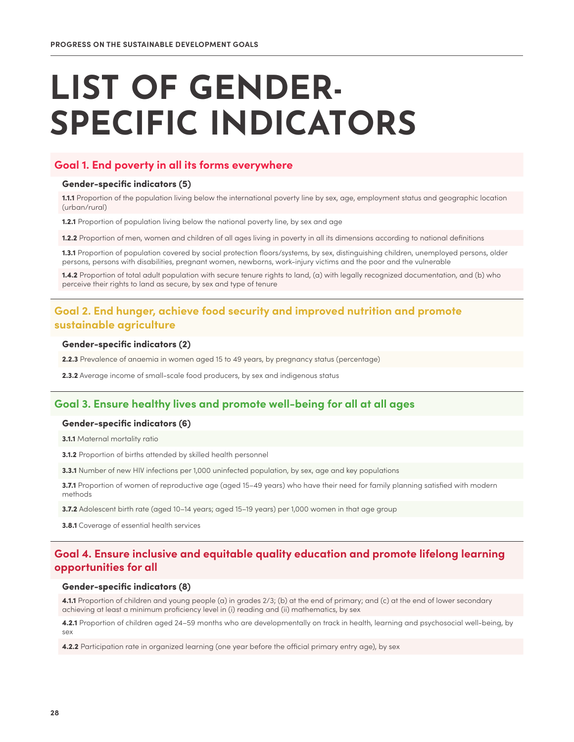# LIST OF GENDER-SPECIFIC INDICATORS

## Goal 1. End poverty in all its forms everywhere

### Gender-specific indicators (5)

**1.1.1** Proportion of the population living below the international poverty line by sex, age, employment status and geographic location (urban/rural)

**1.2.1** Proportion of population living below the national poverty line, by sex and age

**1.2.2** Proportion of men, women and children of all ages living in poverty in all its dimensions according to national definitions

**1.3.1** Proportion of population covered by social protection floors/systems, by sex, distinguishing children, unemployed persons, older persons, persons with disabilities, pregnant women, newborns, work-injury victims and the poor and the vulnerable

**1.4.2** Proportion of total adult population with secure tenure rights to land, (a) with legally recognized documentation, and (b) who perceive their rights to land as secure, by sex and type of tenure

## Goal 2. End hunger, achieve food security and improved nutrition and promote sustainable agriculture

### Gender-specific indicators (2)

**2.2.3** Prevalence of anaemia in women aged 15 to 49 years, by pregnancy status (percentage)

**2.3.2** Average income of small-scale food producers, by sex and indigenous status

## Goal 3. Ensure healthy lives and promote well-being for all at all ages

### Gender-specific indicators (6)

**3.1.1** Maternal mortality ratio

**3.1.2** Proportion of births attended by skilled health personnel

**3.3.1** Number of new HIV infections per 1,000 uninfected population, by sex, age and key populations

**3.7.1** Proportion of women of reproductive age (aged 15–49 years) who have their need for family planning satisfied with modern methods

**3.7.2** Adolescent birth rate (aged 10–14 years; aged 15–19 years) per 1,000 women in that age group

**3.8.1** Coverage of essential health services

## Goal 4. Ensure inclusive and equitable quality education and promote lifelong learning opportunities for all

### Gender-specific indicators (8)

**4.1.1** Proportion of children and young people (a) in grades 2/3; (b) at the end of primary; and (c) at the end of lower secondary achieving at least a minimum proficiency level in (i) reading and (ii) mathematics, by sex

**4.2.1** Proportion of children aged 24–59 months who are developmentally on track in health, learning and psychosocial well-being, by sex

**4.2.2** Participation rate in organized learning (one year before the official primary entry age), by sex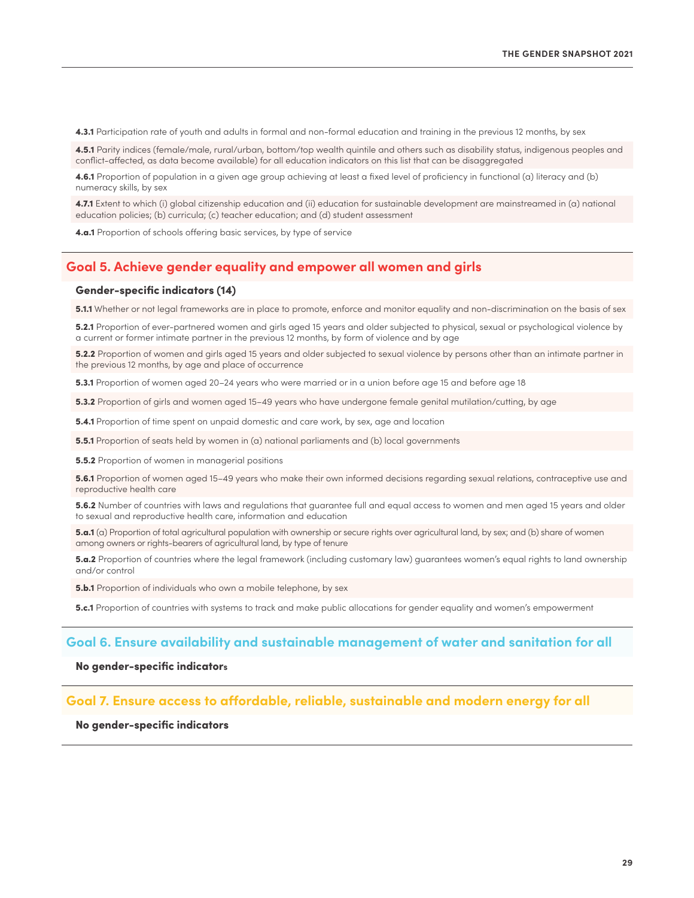**4.3.1** Participation rate of youth and adults in formal and non-formal education and training in the previous 12 months, by sex

**4.5.1** Parity indices (female/male, rural/urban, bottom/top wealth quintile and others such as disability status, indigenous peoples and conflict-affected, as data become available) for all education indicators on this list that can be disaggregated

**4.6.1** Proportion of population in a given age group achieving at least a fixed level of proficiency in functional (a) literacy and (b) numeracy skills, by sex

**4.7.1** Extent to which (i) global citizenship education and (ii) education for sustainable development are mainstreamed in (a) national education policies; (b) curricula; (c) teacher education; and (d) student assessment

**4.a.1** Proportion of schools offering basic services, by type of service

## Goal 5. Achieve gender equality and empower all women and girls

### Gender-specific indicators (14)

**5.1.1** Whether or not legal frameworks are in place to promote, enforce and monitor equality and non-discrimination on the basis of sex

**5.2.1** Proportion of ever-partnered women and girls aged 15 years and older subjected to physical, sexual or psychological violence by a current or former intimate partner in the previous 12 months, by form of violence and by age

**5.2.2** Proportion of women and girls aged 15 years and older subjected to sexual violence by persons other than an intimate partner in the previous 12 months, by age and place of occurrence

**5.3.1** Proportion of women aged 20–24 years who were married or in a union before age 15 and before age 18

**5.3.2** Proportion of girls and women aged 15–49 years who have undergone female genital mutilation/cutting, by age

**5.4.1** Proportion of time spent on unpaid domestic and care work, by sex, age and location

**5.5.1** Proportion of seats held by women in (a) national parliaments and (b) local governments

**5.5.2** Proportion of women in managerial positions

**5.6.1** Proportion of women aged 15–49 years who make their own informed decisions regarding sexual relations, contraceptive use and reproductive health care

**5.6.2** Number of countries with laws and regulations that guarantee full and equal access to women and men aged 15 years and older to sexual and reproductive health care, information and education

**5.a.1** (a) Proportion of total agricultural population with ownership or secure rights over agricultural land, by sex; and (b) share of women among owners or rights-bearers of agricultural land, by type of tenure

**5.a.2** Proportion of countries where the legal framework (including customary law) guarantees women's equal rights to land ownership and/or control

**5.b.1** Proportion of individuals who own a mobile telephone, by sex

**5.c.1** Proportion of countries with systems to track and make public allocations for gender equality and women's empowerment

## Goal 6. Ensure availability and sustainable management of water and sanitation for all

### No gender-specific indicators

## Goal 7. Ensure access to affordable, reliable, sustainable and modern energy for all

### No gender-specific indicators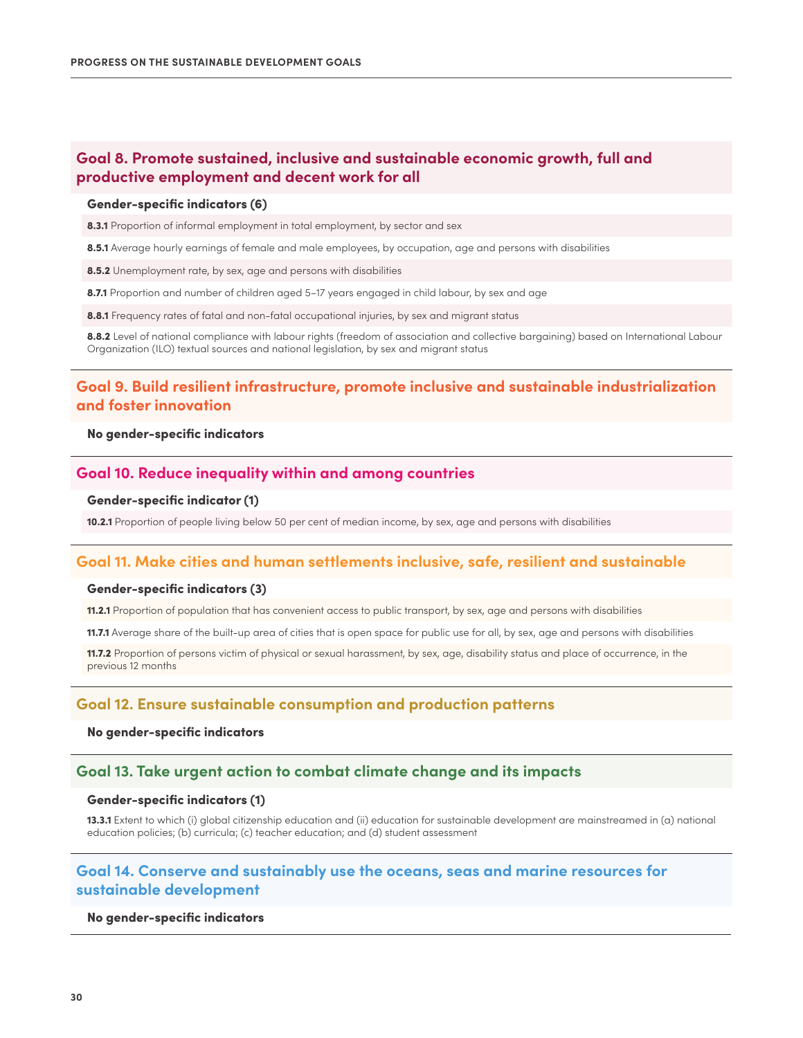## Goal 8. Promote sustained, inclusive and sustainable economic growth, full and productive employment and decent work for all

#### Gender-specific indicators (6)

**8.3.1** Proportion of informal employment in total employment, by sector and sex

**8.5.1** Average hourly earnings of female and male employees, by occupation, age and persons with disabilities

**8.5.2** Unemployment rate, by sex, age and persons with disabilities

**8.7.1** Proportion and number of children aged 5–17 years engaged in child labour, by sex and age

**8.8.1** Frequency rates of fatal and non-fatal occupational injuries, by sex and migrant status

**8.8.2** Level of national compliance with labour rights (freedom of association and collective bargaining) based on International Labour Organization (ILO) textual sources and national legislation, by sex and migrant status

## Goal 9. Build resilient infrastructure, promote inclusive and sustainable industrialization and foster innovation

#### No gender-specific indicators

## Goal 10. Reduce inequality within and among countries

#### Gender-specific indicator (1)

**10.2.1** Proportion of people living below 50 per cent of median income, by sex, age and persons with disabilities

## Goal 11. Make cities and human settlements inclusive, safe, resilient and sustainable

#### Gender-specific indicators (3)

**11.2.1** Proportion of population that has convenient access to public transport, by sex, age and persons with disabilities

**11.7.1** Average share of the built-up area of cities that is open space for public use for all, by sex, age and persons with disabilities

**11.7.2** Proportion of persons victim of physical or sexual harassment, by sex, age, disability status and place of occurrence, in the previous 12 months

## Goal 12. Ensure sustainable consumption and production patterns

#### No gender-specific indicators

## Goal 13. Take urgent action to combat climate change and its impacts

#### Gender-specific indicators (1)

**13.3.1** Extent to which (i) global citizenship education and (ii) education for sustainable development are mainstreamed in (a) national education policies; (b) curricula; (c) teacher education; and (d) student assessment

## Goal 14. Conserve and sustainably use the oceans, seas and marine resources for sustainable development

#### No gender-specific indicators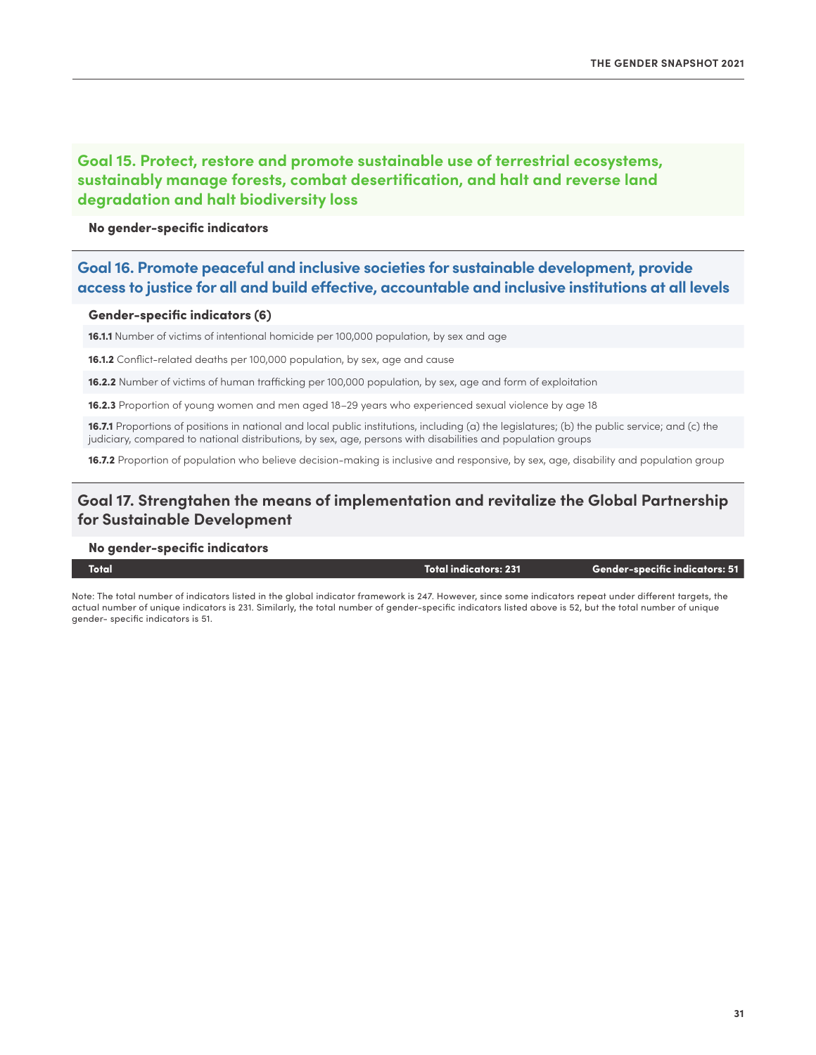## Goal 15. Protect, restore and promote sustainable use of terrestrial ecosystems, sustainably manage forests, combat desertification, and halt and reverse land degradation and halt biodiversity loss

**No gender-specific indicators**

## Goal 16. Promote peaceful and inclusive societies for sustainable development, provide access to justice for all and build effective, accountable and inclusive institutions at all levels

**Gender-specific indicators (6)**

**16.1.1** Number of victims of intentional homicide per 100,000 population, by sex and age

**16.1.2** Conflict-related deaths per 100,000 population, by sex, age and cause

**16.2.2** Number of victims of human trafficking per 100,000 population, by sex, age and form of exploitation

**16.2.3** Proportion of young women and men aged 18–29 years who experienced sexual violence by age 18

**16.7.1** Proportions of positions in national and local public institutions, including (a) the legislatures; (b) the public service; and (c) the judiciary, compared to national distributions, by sex, age, persons with disabilities and population groups

**16.7.2** Proportion of population who believe decision-making is inclusive and responsive, by sex, age, disability and population group

## Goal 17. Strengtahen the means of implementation and revitalize the Global Partnership for Sustainable Development

**No gender-specific indicators**

| Total | Total indicators: 231 | Gender-specific indicators: 51 |
|---|---|---|

Note: The total number of indicators listed in the global indicator framework is 247. However, since some indicators repeat under different targets, the actual number of unique indicators is 231. Similarly, the total number of gender-specific indicators listed above is 52, but the total number of unique gender- specific indicators is 51.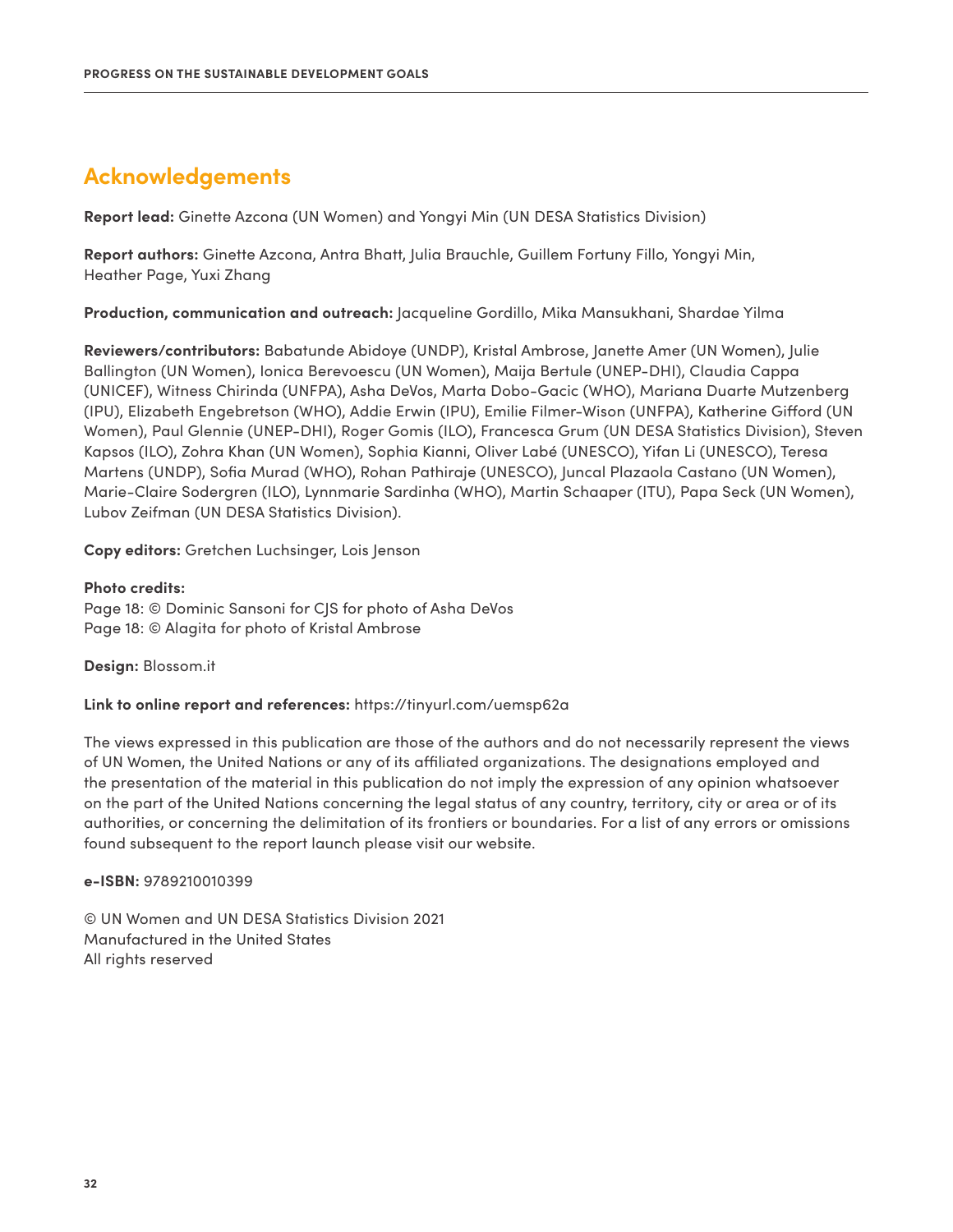## Acknowledgements

**Report lead:** Ginette Azcona (UN Women) and Yongyi Min (UN DESA Statistics Division)

**Report authors:** Ginette Azcona, Antra Bhatt, Julia Brauchle, Guillem Fortuny Fillo, Yongyi Min, Heather Page, Yuxi Zhang

**Production, communication and outreach:** Jacqueline Gordillo, Mika Mansukhani, Shardae Yilma

**Reviewers/contributors:** Babatunde Abidoye (UNDP), Kristal Ambrose, Janette Amer (UN Women), Julie Ballington (UN Women), Ionica Berevoescu (UN Women), Maija Bertule (UNEP-DHI), Claudia Cappa (UNICEF), Witness Chirinda (UNFPA), Asha DeVos, Marta Dobo-Gacic (WHO), Mariana Duarte Mutzenberg (IPU), Elizabeth Engebretson (WHO), Addie Erwin (IPU), Emilie Filmer-Wison (UNFPA), Katherine Gifford (UN Women), Paul Glennie (UNEP-DHI), Roger Gomis (ILO), Francesca Grum (UN DESA Statistics Division), Steven Kapsos (ILO), Zohra Khan (UN Women), Sophia Kianni, Oliver Labé (UNESCO), Yifan Li (UNESCO), Teresa Martens (UNDP), Sofia Murad (WHO), Rohan Pathiraje (UNESCO), Juncal Plazaola Castano (UN Women), Marie-Claire Sodergren (ILO), Lynnmarie Sardinha (WHO), Martin Schaaper (ITU), Papa Seck (UN Women), Lubov Zeifman (UN DESA Statistics Division).

**Copy editors:** Gretchen Luchsinger, Lois Jenson

**Photo credits:**
Page 18: © Dominic Sansoni for CJS for photo of Asha DeVos
Page 18: © Alagita for photo of Kristal Ambrose

**Design:** Blossom.it

**Link to online report and references:** https://tinyurl.com/uemsp62a

The views expressed in this publication are those of the authors and do not necessarily represent the views of UN Women, the United Nations or any of its affiliated organizations. The designations employed and the presentation of the material in this publication do not imply the expression of any opinion whatsoever on the part of the United Nations concerning the legal status of any country, territory, city or area or of its authorities, or concerning the delimitation of its frontiers or boundaries. For a list of any errors or omissions found subsequent to the report launch please visit our website.

**e-ISBN:** 9789210010399

© UN Women and UN DESA Statistics Division 2021
Manufactured in the United States
All rights reserved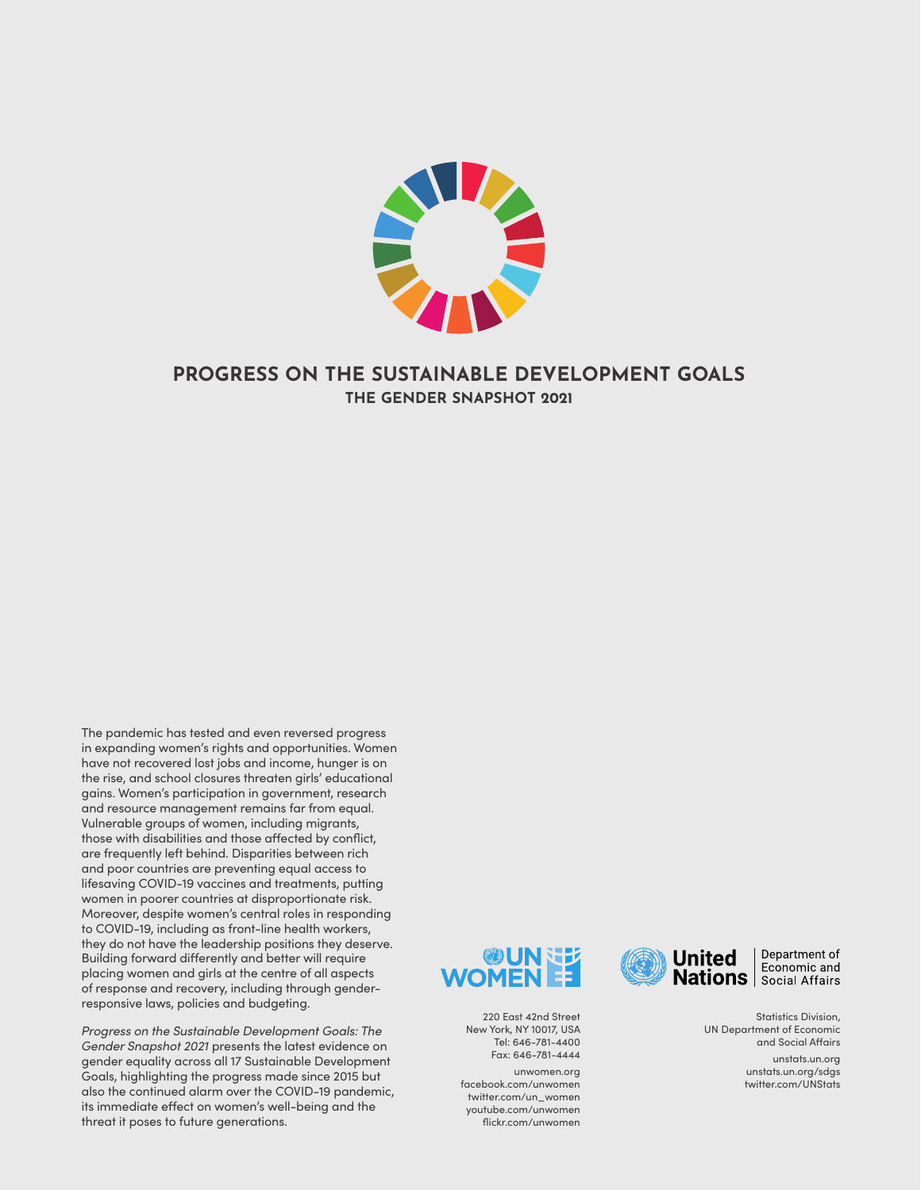# PROGRESS ON THE SUSTAINABLE DEVELOPMENT GOALS

## THE GENDER SNAPSHOT 2021

The pandemic has tested and even reversed progress in expanding women's rights and opportunities. Women have not recovered lost jobs and income, hunger is on the rise, and school closures threaten girls' educational gains. Women's participation in government, research and resource management remains far from equal. Vulnerable groups of women, including migrants, those with disabilities and those affected by conflict, are frequently left behind. Disparities between rich and poor countries are preventing equal access to lifesaving COVID-19 vaccines and treatments, putting women in poorer countries at disproportionate risk. Moreover, despite women's central roles in responding to COVID-19, including as front-line health workers, they do not have the leadership positions they deserve. Building forward differently and better will require placing women and girls at the centre of all aspects of response and recovery, including through gender-responsive laws, policies and budgeting.

*Progress on the Sustainable Development Goals: The Gender Snapshot 2021* presents the latest evidence on gender equality across all 17 Sustainable Development Goals, highlighting the progress made since 2015 but also the continued alarm over the COVID-19 pandemic, its immediate effect on women's well-being and the threat it poses to future generations.

UN WOMEN

220 East 42nd Street
New York, NY 10017, USA
Tel: 646-781-4400
Fax: 646-781-4444

unwomen.org
facebook.com/unwomen
twitter.com/un_women
youtube.com/unwomen
flickr.com/unwomen

United Nations | Department of Economic and Social Affairs

Statistics Division,
UN Department of Economic
and Social Affairs

unstats.un.org
unstats.un.org/sdgs
twitter.com/UNStats